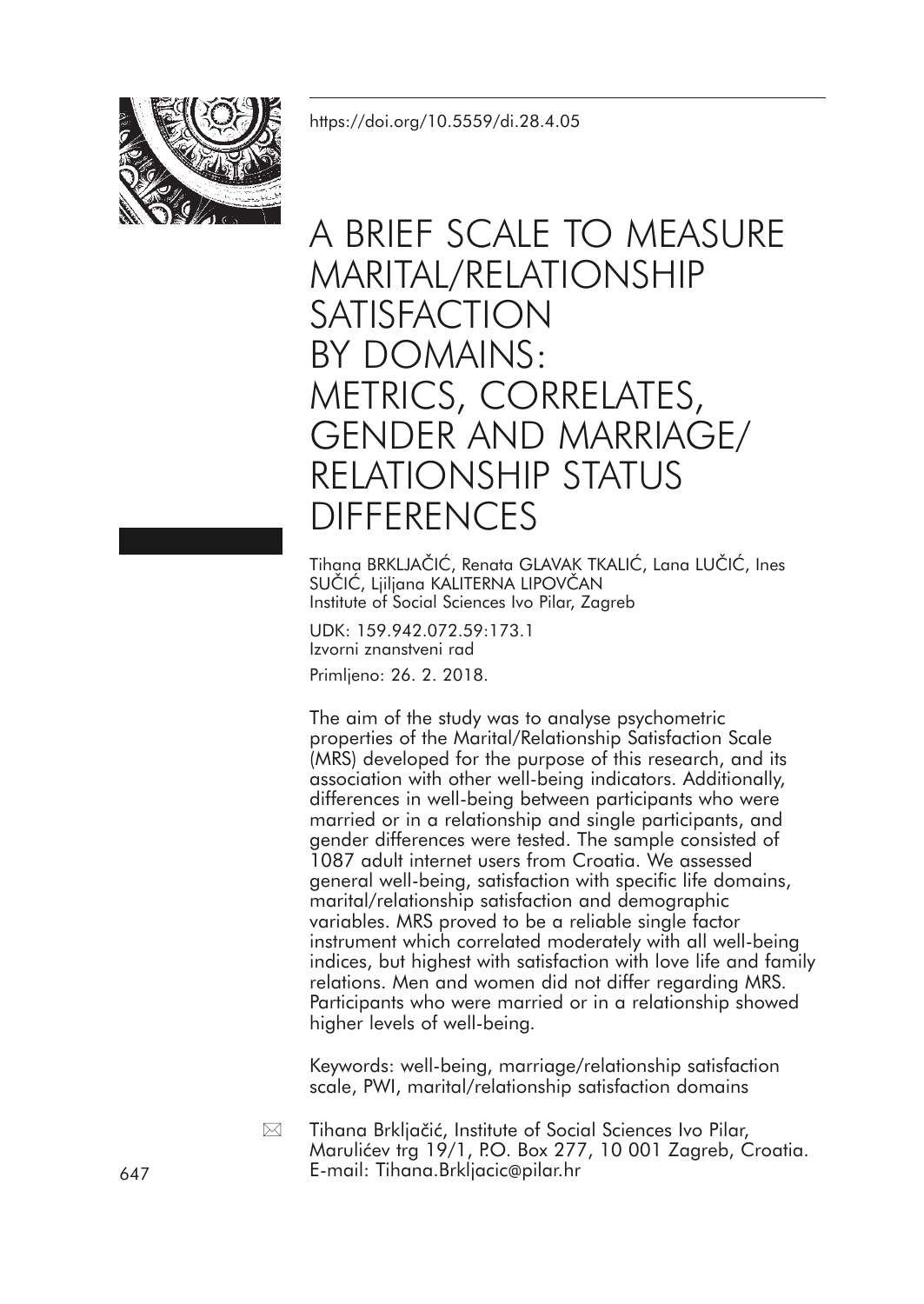https://doi.org/10.5559/di.28.4.05

# A BRIEF SCALE TO MEASURE MARITAL/RELATIONSHIP SATISFACTION BY DOMAINS: METRICS, CORRELATES, GENDER AND MARRIAGE/ RELATIONSHIP STATUS DIFFERENCES

Tihana BRKLJAČIĆ, Renata GLAVAK TKALIĆ, Lana LUČIĆ, Ines SUČIĆ, Ljiljana KALITERNA LIPOVČAN
Institute of Social Sciences Ivo Pilar, Zagreb

UDK: 159.942.072.59:173.1
Izvorni znanstveni rad

Primljeno: 26. 2. 2018.

The aim of the study was to analyse psychometric properties of the Marital/Relationship Satisfaction Scale (MRS) developed for the purpose of this research, and its association with other well-being indicators. Additionally, differences in well-being between participants who were married or in a relationship and single participants, and gender differences were tested. The sample consisted of 1087 adult internet users from Croatia. We assessed general well-being, satisfaction with specific life domains, marital/relationship satisfaction and demographic variables. MRS proved to be a reliable single factor instrument which correlated moderately with all well-being indices, but highest with satisfaction with love life and family relations. Men and women did not differ regarding MRS. Participants who were married or in a relationship showed higher levels of well-being.

Keywords: well-being, marriage/relationship satisfaction scale, PWI, marital/relationship satisfaction domains

Tihana Brkljačić, Institute of Social Sciences Ivo Pilar, Marulićev trg 19/1, P.O. Box 277, 10 001 Zagreb, Croatia. E-mail: Tihana.Brkljacic@pilar.hr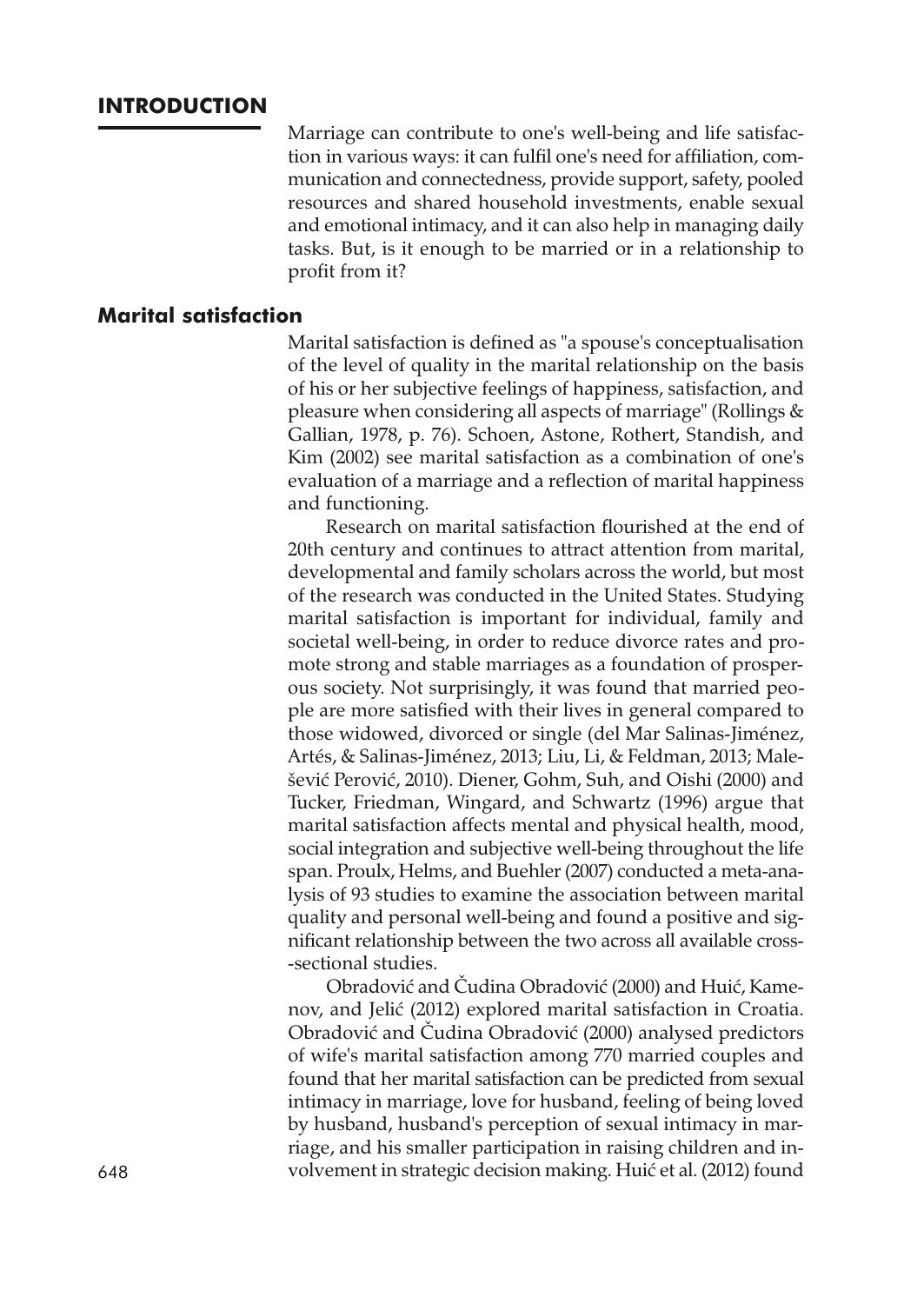## INTRODUCTION

Marriage can contribute to one's well-being and life satisfaction in various ways: it can fulfil one's need for affiliation, communication and connectedness, provide support, safety, pooled resources and shared household investments, enable sexual and emotional intimacy, and it can also help in managing daily tasks. But, is it enough to be married or in a relationship to profit from it?

### Marital satisfaction

Marital satisfaction is defined as "a spouse's conceptualisation of the level of quality in the marital relationship on the basis of his or her subjective feelings of happiness, satisfaction, and pleasure when considering all aspects of marriage" (Rollings & Gallian, 1978, p. 76). Schoen, Astone, Rothert, Standish, and Kim (2002) see marital satisfaction as a combination of one's evaluation of a marriage and a reflection of marital happiness and functioning.

Research on marital satisfaction flourished at the end of 20th century and continues to attract attention from marital, developmental and family scholars across the world, but most of the research was conducted in the United States. Studying marital satisfaction is important for individual, family and societal well-being, in order to reduce divorce rates and promote strong and stable marriages as a foundation of prosperous society. Not surprisingly, it was found that married people are more satisfied with their lives in general compared to those widowed, divorced or single (del Mar Salinas-Jiménez, Artés, & Salinas-Jiménez, 2013; Liu, Li, & Feldman, 2013; Malešević Perović, 2010). Diener, Gohm, Suh, and Oishi (2000) and Tucker, Friedman, Wingard, and Schwartz (1996) argue that marital satisfaction affects mental and physical health, mood, social integration and subjective well-being throughout the life span. Proulx, Helms, and Buehler (2007) conducted a meta-analysis of 93 studies to examine the association between marital quality and personal well-being and found a positive and significant relationship between the two across all available cross-sectional studies.

Obradović and Čudina Obradović (2000) and Huić, Kamenov, and Jelić (2012) explored marital satisfaction in Croatia. Obradović and Čudina Obradović (2000) analysed predictors of wife's marital satisfaction among 770 married couples and found that her marital satisfaction can be predicted from sexual intimacy in marriage, love for husband, feeling of being loved by husband, husband's perception of sexual intimacy in marriage, and his smaller participation in raising children and involvement in strategic decision making. Huić et al. (2012) found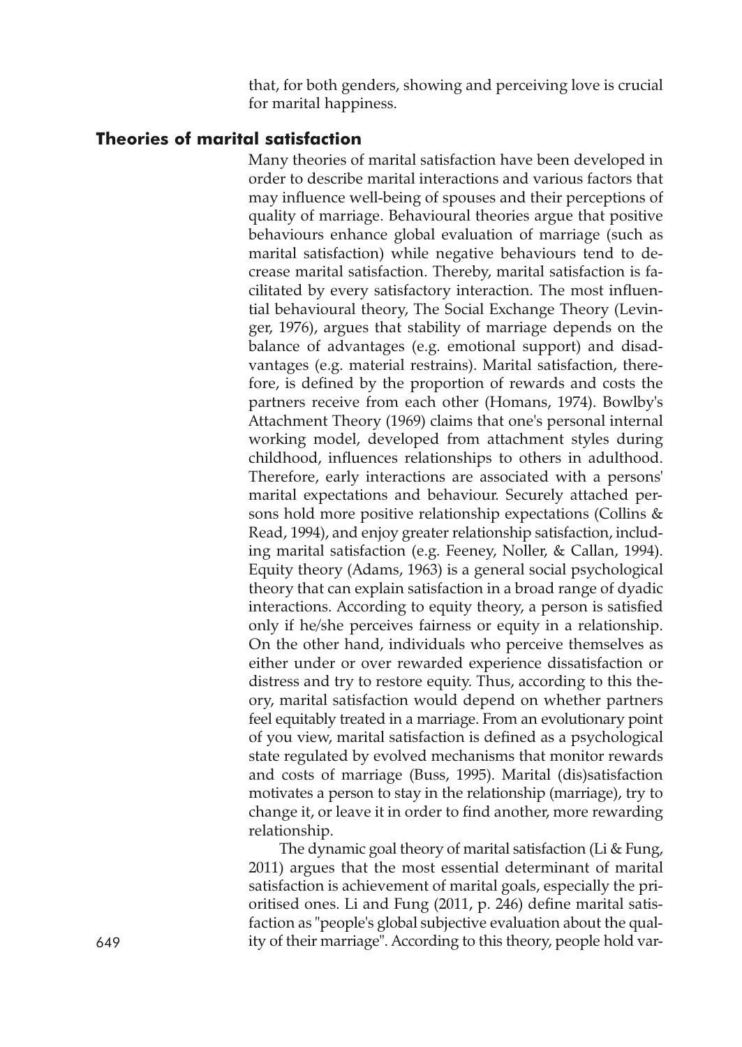that, for both genders, showing and perceiving love is crucial for marital happiness.

## Theories of marital satisfaction

Many theories of marital satisfaction have been developed in order to describe marital interactions and various factors that may influence well-being of spouses and their perceptions of quality of marriage. Behavioural theories argue that positive behaviours enhance global evaluation of marriage (such as marital satisfaction) while negative behaviours tend to decrease marital satisfaction. Thereby, marital satisfaction is facilitated by every satisfactory interaction. The most influential behavioural theory, The Social Exchange Theory (Levinger, 1976), argues that stability of marriage depends on the balance of advantages (e.g. emotional support) and disadvantages (e.g. material restrains). Marital satisfaction, therefore, is defined by the proportion of rewards and costs the partners receive from each other (Homans, 1974). Bowlby's Attachment Theory (1969) claims that one's personal internal working model, developed from attachment styles during childhood, influences relationships to others in adulthood. Therefore, early interactions are associated with a persons' marital expectations and behaviour. Securely attached persons hold more positive relationship expectations (Collins & Read, 1994), and enjoy greater relationship satisfaction, including marital satisfaction (e.g. Feeney, Noller, & Callan, 1994). Equity theory (Adams, 1963) is a general social psychological theory that can explain satisfaction in a broad range of dyadic interactions. According to equity theory, a person is satisfied only if he/she perceives fairness or equity in a relationship. On the other hand, individuals who perceive themselves as either under or over rewarded experience dissatisfaction or distress and try to restore equity. Thus, according to this theory, marital satisfaction would depend on whether partners feel equitably treated in a marriage. From an evolutionary point of you view, marital satisfaction is defined as a psychological state regulated by evolved mechanisms that monitor rewards and costs of marriage (Buss, 1995). Marital (dis)satisfaction motivates a person to stay in the relationship (marriage), try to change it, or leave it in order to find another, more rewarding relationship.

The dynamic goal theory of marital satisfaction (Li & Fung, 2011) argues that the most essential determinant of marital satisfaction is achievement of marital goals, especially the prioritised ones. Li and Fung (2011, p. 246) define marital satisfaction as "people's global subjective evaluation about the quality of their marriage". According to this theory, people hold var-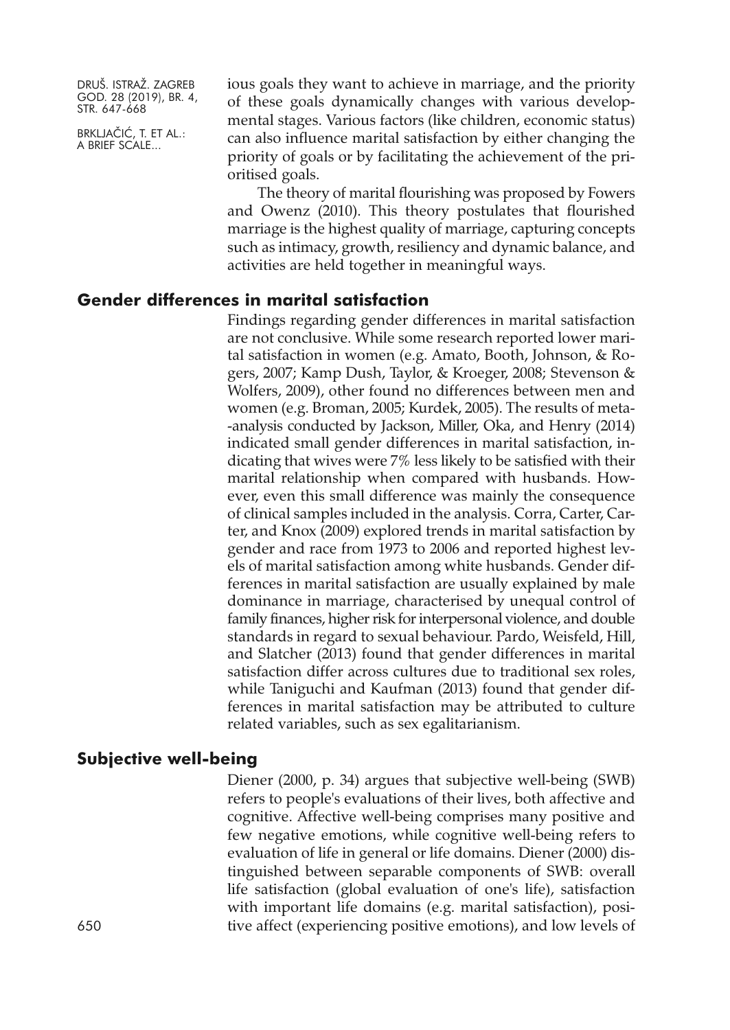ious goals they want to achieve in marriage, and the priority of these goals dynamically changes with various developmental stages. Various factors (like children, economic status) can also influence marital satisfaction by either changing the priority of goals or by facilitating the achievement of the prioritised goals.

The theory of marital flourishing was proposed by Fowers and Owenz (2010). This theory postulates that flourished marriage is the highest quality of marriage, capturing concepts such as intimacy, growth, resiliency and dynamic balance, and activities are held together in meaningful ways.

## Gender differences in marital satisfaction

Findings regarding gender differences in marital satisfaction are not conclusive. While some research reported lower marital satisfaction in women (e.g. Amato, Booth, Johnson, & Rogers, 2007; Kamp Dush, Taylor, & Kroeger, 2008; Stevenson & Wolfers, 2009), other found no differences between men and women (e.g. Broman, 2005; Kurdek, 2005). The results of meta-analysis conducted by Jackson, Miller, Oka, and Henry (2014) indicated small gender differences in marital satisfaction, indicating that wives were 7% less likely to be satisfied with their marital relationship when compared with husbands. However, even this small difference was mainly the consequence of clinical samples included in the analysis. Corra, Carter, Carter, and Knox (2009) explored trends in marital satisfaction by gender and race from 1973 to 2006 and reported highest levels of marital satisfaction among white husbands. Gender differences in marital satisfaction are usually explained by male dominance in marriage, characterised by unequal control of family finances, higher risk for interpersonal violence, and double standards in regard to sexual behaviour. Pardo, Weisfeld, Hill, and Slatcher (2013) found that gender differences in marital satisfaction differ across cultures due to traditional sex roles, while Taniguchi and Kaufman (2013) found that gender differences in marital satisfaction may be attributed to culture related variables, such as sex egalitarianism.

## Subjective well-being

Diener (2000, p. 34) argues that subjective well-being (SWB) refers to people's evaluations of their lives, both affective and cognitive. Affective well-being comprises many positive and few negative emotions, while cognitive well-being refers to evaluation of life in general or life domains. Diener (2000) distinguished between separable components of SWB: overall life satisfaction (global evaluation of one's life), satisfaction with important life domains (e.g. marital satisfaction), positive affect (experiencing positive emotions), and low levels of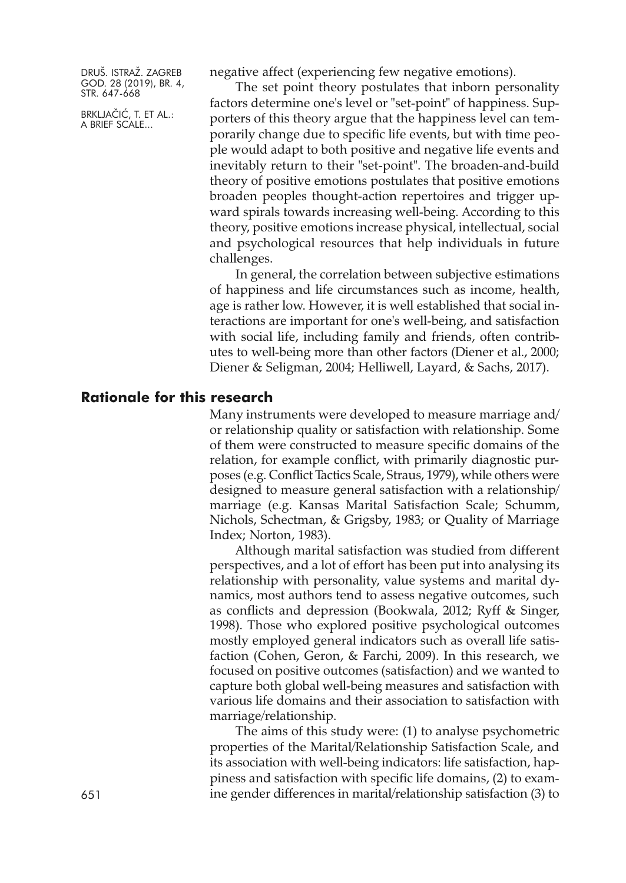negative affect (experiencing few negative emotions).

The set point theory postulates that inborn personality factors determine one's level or "set-point" of happiness. Supporters of this theory argue that the happiness level can temporarily change due to specific life events, but with time people would adapt to both positive and negative life events and inevitably return to their "set-point". The broaden-and-build theory of positive emotions postulates that positive emotions broaden peoples thought-action repertoires and trigger upward spirals towards increasing well-being. According to this theory, positive emotions increase physical, intellectual, social and psychological resources that help individuals in future challenges.

In general, the correlation between subjective estimations of happiness and life circumstances such as income, health, age is rather low. However, it is well established that social interactions are important for one's well-being, and satisfaction with social life, including family and friends, often contributes to well-being more than other factors (Diener et al., 2000; Diener & Seligman, 2004; Helliwell, Layard, & Sachs, 2017).

## Rationale for this research

Many instruments were developed to measure marriage and/or relationship quality or satisfaction with relationship. Some of them were constructed to measure specific domains of the relation, for example conflict, with primarily diagnostic purposes (e.g. Conflict Tactics Scale, Straus, 1979), while others were designed to measure general satisfaction with a relationship/marriage (e.g. Kansas Marital Satisfaction Scale; Schumm, Nichols, Schectman, & Grigsby, 1983; or Quality of Marriage Index; Norton, 1983).

Although marital satisfaction was studied from different perspectives, and a lot of effort has been put into analysing its relationship with personality, value systems and marital dynamics, most authors tend to assess negative outcomes, such as conflicts and depression (Bookwala, 2012; Ryff & Singer, 1998). Those who explored positive psychological outcomes mostly employed general indicators such as overall life satisfaction (Cohen, Geron, & Farchi, 2009). In this research, we focused on positive outcomes (satisfaction) and we wanted to capture both global well-being measures and satisfaction with various life domains and their association to satisfaction with marriage/relationship.

The aims of this study were: (1) to analyse psychometric properties of the Marital/Relationship Satisfaction Scale, and its association with well-being indicators: life satisfaction, happiness and satisfaction with specific life domains, (2) to examine gender differences in marital/relationship satisfaction (3) to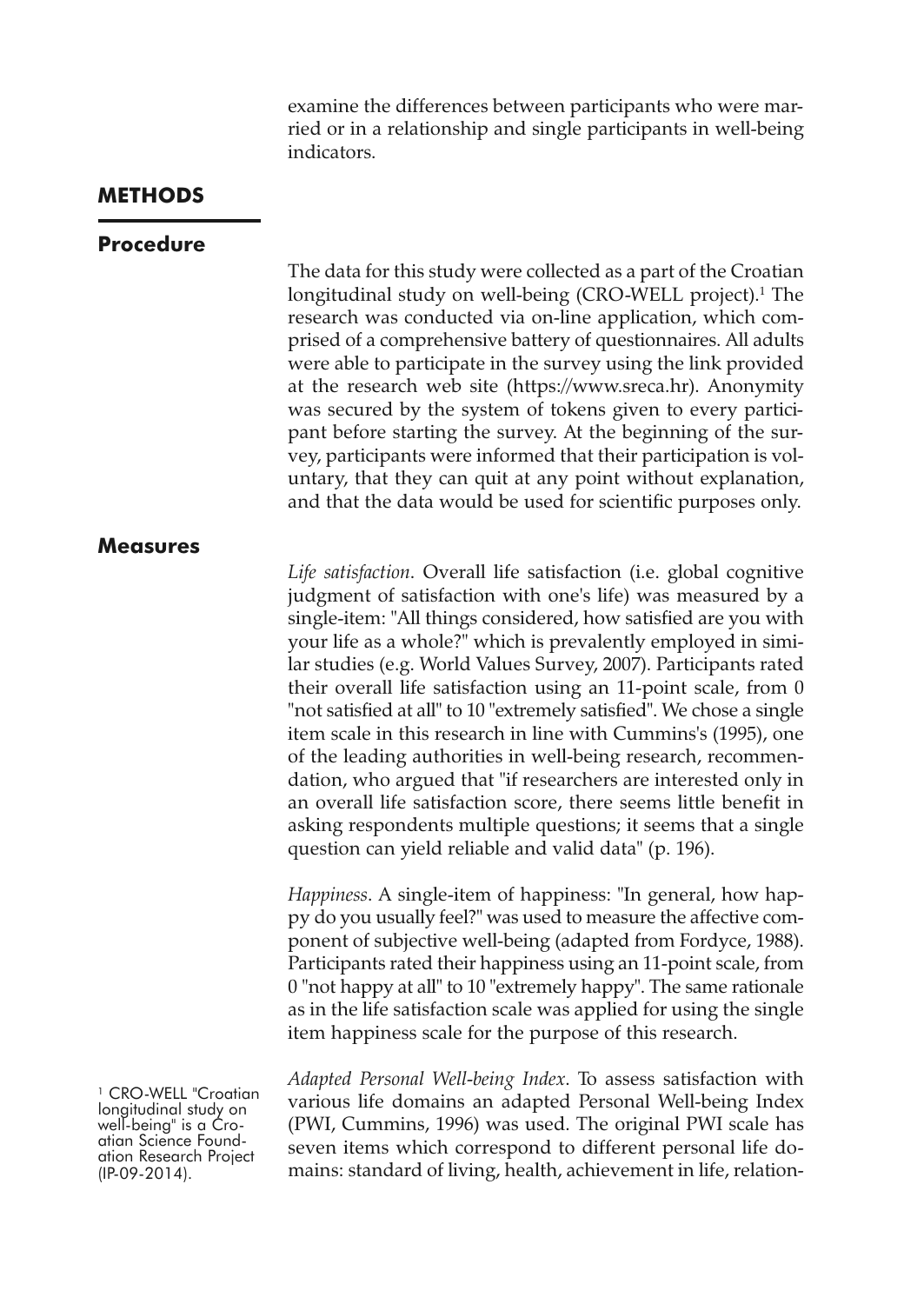examine the differences between participants who were married or in a relationship and single participants in well-being indicators.

## METHODS

### Procedure

The data for this study were collected as a part of the Croatian longitudinal study on well-being (CRO-WELL project).[1] The research was conducted via on-line application, which comprised of a comprehensive battery of questionnaires. All adults were able to participate in the survey using the link provided at the research web site (https://www.sreca.hr). Anonymity was secured by the system of tokens given to every participant before starting the survey. At the beginning of the survey, participants were informed that their participation is voluntary, that they can quit at any point without explanation, and that the data would be used for scientific purposes only.

### Measures

*Life satisfaction*. Overall life satisfaction (i.e. global cognitive judgment of satisfaction with one's life) was measured by a single-item: "All things considered, how satisfied are you with your life as a whole?" which is prevalently employed in similar studies (e.g. World Values Survey, 2007). Participants rated their overall life satisfaction using an 11-point scale, from 0 "not satisfied at all" to 10 "extremely satisfied". We chose a single item scale in this research in line with Cummins's (1995), one of the leading authorities in well-being research, recommendation, who argued that "if researchers are interested only in an overall life satisfaction score, there seems little benefit in asking respondents multiple questions; it seems that a single question can yield reliable and valid data" (p. 196).

*Happiness*. A single-item of happiness: "In general, how happy do you usually feel?" was used to measure the affective component of subjective well-being (adapted from Fordyce, 1988). Participants rated their happiness using an 11-point scale, from 0 "not happy at all" to 10 "extremely happy". The same rationale as in the life satisfaction scale was applied for using the single item happiness scale for the purpose of this research.

*Adapted Personal Well-being Index*. To assess satisfaction with various life domains an adapted Personal Well-being Index (PWI, Cummins, 1996) was used. The original PWI scale has seven items which correspond to different personal life domains: standard of living, health, achievement in life, relation-

[1] CRO-WELL "Croatian longitudinal study on well-being" is a Croatian Science Foundation Research Project (IP-09-2014).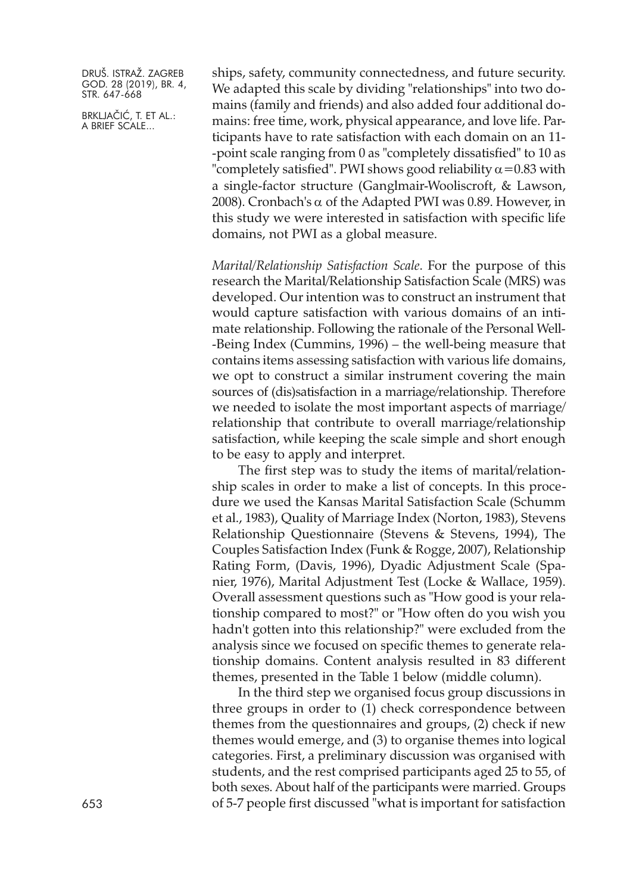ships, safety, community connectedness, and future security. We adapted this scale by dividing "relationships" into two domains (family and friends) and also added four additional domains: free time, work, physical appearance, and love life. Participants have to rate satisfaction with each domain on an 11-point scale ranging from 0 as "completely dissatisfied" to 10 as "completely satisfied". PWI shows good reliability $\alpha=0.83$ with a single-factor structure (Ganglmair-Wooliscroft, & Lawson, 2008). Cronbach's $\alpha$ of the Adapted PWI was 0.89. However, in this study we were interested in satisfaction with specific life domains, not PWI as a global measure.

*Marital/Relationship Satisfaction Scale*. For the purpose of this research the Marital/Relationship Satisfaction Scale (MRS) was developed. Our intention was to construct an instrument that would capture satisfaction with various domains of an intimate relationship. Following the rationale of the Personal Well-Being Index (Cummins, 1996) – the well-being measure that contains items assessing satisfaction with various life domains, we opt to construct a similar instrument covering the main sources of (dis)satisfaction in a marriage/relationship. Therefore we needed to isolate the most important aspects of marriage/relationship that contribute to overall marriage/relationship satisfaction, while keeping the scale simple and short enough to be easy to apply and interpret.

The first step was to study the items of marital/relationship scales in order to make a list of concepts. In this procedure we used the Kansas Marital Satisfaction Scale (Schumm et al., 1983), Quality of Marriage Index (Norton, 1983), Stevens Relationship Questionnaire (Stevens & Stevens, 1994), The Couples Satisfaction Index (Funk & Rogge, 2007), Relationship Rating Form, (Davis, 1996), Dyadic Adjustment Scale (Spanier, 1976), Marital Adjustment Test (Locke & Wallace, 1959). Overall assessment questions such as "How good is your relationship compared to most?" or "How often do you wish you hadn't gotten into this relationship?" were excluded from the analysis since we focused on specific themes to generate relationship domains. Content analysis resulted in 83 different themes, presented in the Table 1 below (middle column).

In the third step we organised focus group discussions in three groups in order to (1) check correspondence between themes from the questionnaires and groups, (2) check if new themes would emerge, and (3) to organise themes into logical categories. First, a preliminary discussion was organised with students, and the rest comprised participants aged 25 to 55, of both sexes. About half of the participants were married. Groups of 5-7 people first discussed "what is important for satisfaction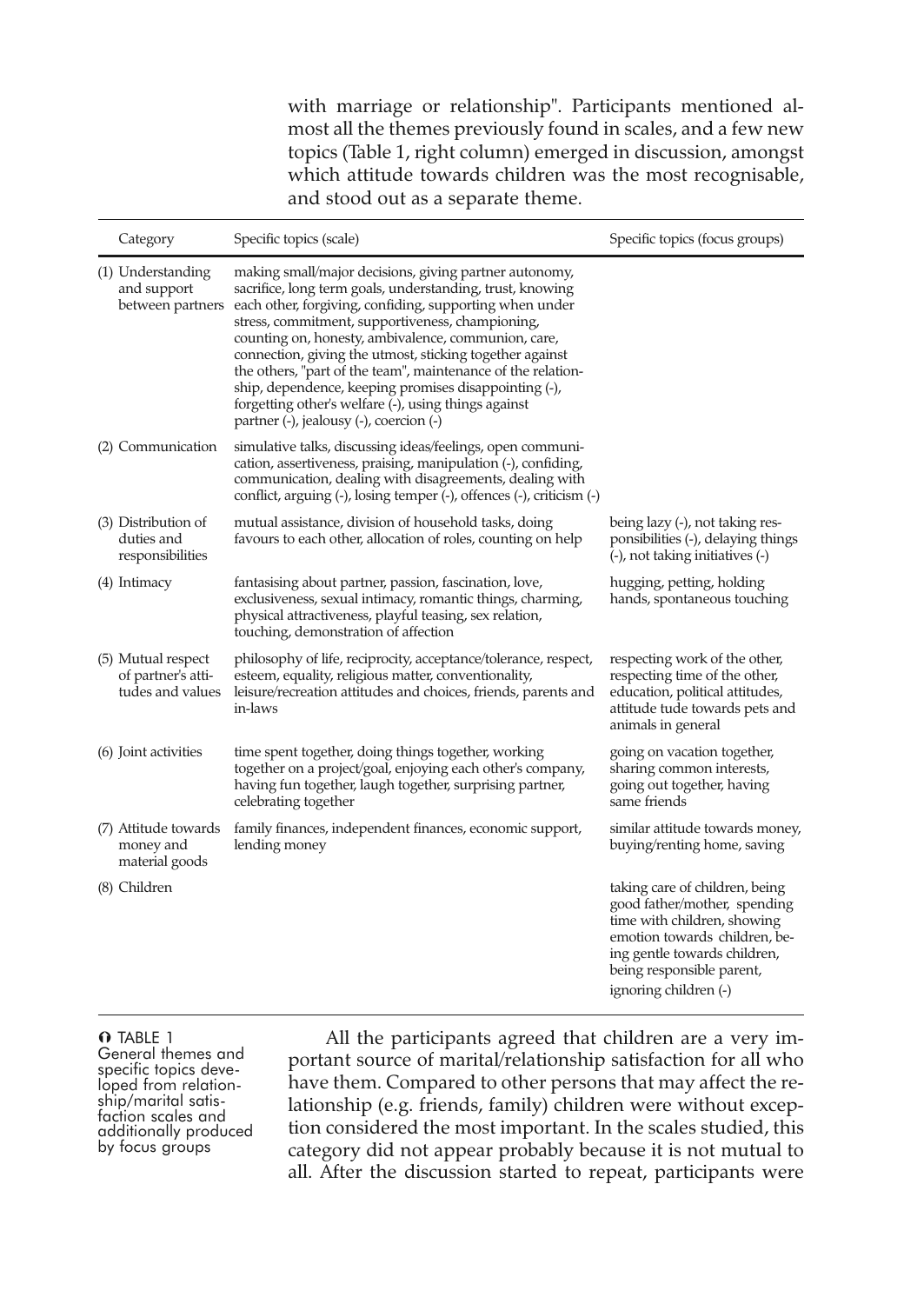with marriage or relationship". Participants mentioned almost all the themes previously found in scales, and a few new topics (Table 1, right column) emerged in discussion, amongst which attitude towards children was the most recognisable, and stood out as a separate theme.

| Category | Specific topics (scale) | Specific topics (focus groups) |
|---|---|---|
| (1) Understanding and support between partners | making small/major decisions, giving partner autonomy, sacrifice, long term goals, understanding, trust, knowing each other, forgiving, confiding, supporting when under stress, commitment, supportiveness, championing, counting on, honesty, ambivalence, communion, care, connection, giving the utmost, sticking together against the others, "part of the team", maintenance of the relationship, dependence, keeping promises disappointing (-), forgetting other's welfare (-), using things against partner (-), jealousy (-), coercion (-) | |
| (2) Communication | simulative talks, discussing ideas/feelings, open communication, assertiveness, praising, manipulation (-), confiding, communication, dealing with disagreements, dealing with conflict, arguing (-), losing temper (-), offences (-), criticism (-) | |
| (3) Distribution of duties and responsibilities | mutual assistance, division of household tasks, doing favours to each other, allocation of roles, counting on help | being lazy (-), not taking responsibilities (-), delaying things (-), not taking initiatives (-) |
| (4) Intimacy | fantasising about partner, passion, fascination, love, exclusiveness, sexual intimacy, romantic things, charming, physical attractiveness, playful teasing, sex relation, touching, demonstration of affection | hugging, petting, holding hands, spontaneous touching |
| (5) Mutual respect of partner's attitudes and values | philosophy of life, reciprocity, acceptance/tolerance, respect, esteem, equality, religious matter, conventionality, leisure/recreation attitudes and choices, friends, parents and in-laws | respecting work of the other, respecting time of the other, education, political attitudes, attitude tude towards pets and animals in general |
| (6) Joint activities | time spent together, doing things together, working together on a project/goal, enjoying each other's company, having fun together, laugh together, surprising partner, celebrating together | going on vacation together, sharing common interests, going out together, having same friends |
| (7) Attitude towards money and material goods | family finances, independent finances, economic support, lending money | similar attitude towards money, buying/renting home, saving |
| (8) Children | | taking care of children, being good father/mother, spending time with children, showing emotion towards children, being gentle towards children, being responsible parent, ignoring children (-) |

TABLE 1
General themes and specific topics developed from relationship/marital satisfaction scales and additionally produced by focus groups

All the participants agreed that children are a very important source of marital/relationship satisfaction for all who have them. Compared to other persons that may affect the relationship (e.g. friends, family) children were without exception considered the most important. In the scales studied, this category did not appear probably because it is not mutual to all. After the discussion started to repeat, participants were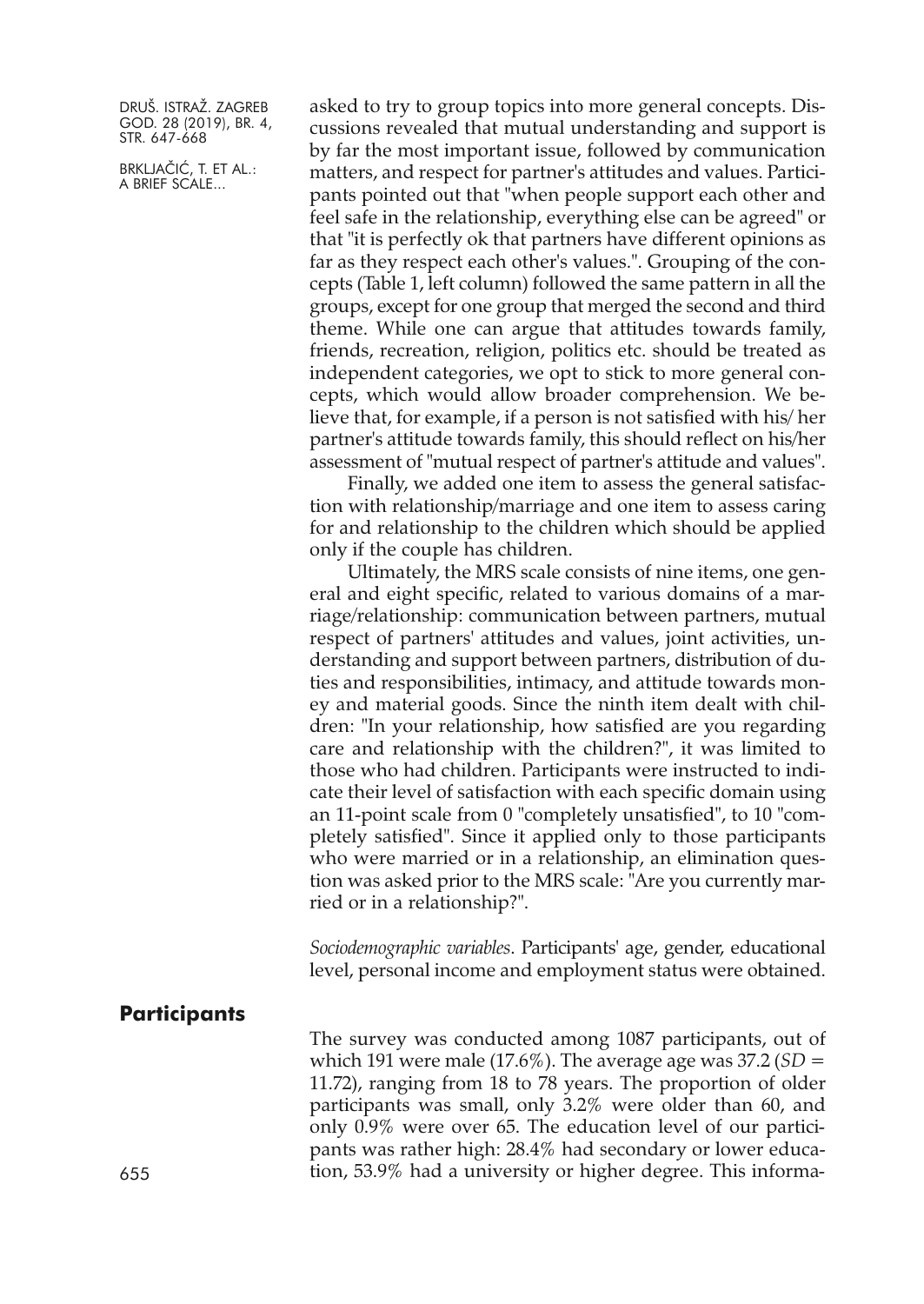asked to try to group topics into more general concepts. Discussions revealed that mutual understanding and support is by far the most important issue, followed by communication matters, and respect for partner's attitudes and values. Participants pointed out that "when people support each other and feel safe in the relationship, everything else can be agreed" or that "it is perfectly ok that partners have different opinions as far as they respect each other's values.". Grouping of the concepts (Table 1, left column) followed the same pattern in all the groups, except for one group that merged the second and third theme. While one can argue that attitudes towards family, friends, recreation, religion, politics etc. should be treated as independent categories, we opt to stick to more general concepts, which would allow broader comprehension. We believe that, for example, if a person is not satisfied with his/ her partner's attitude towards family, this should reflect on his/her assessment of "mutual respect of partner's attitude and values".

Finally, we added one item to assess the general satisfaction with relationship/marriage and one item to assess caring for and relationship to the children which should be applied only if the couple has children.

Ultimately, the MRS scale consists of nine items, one general and eight specific, related to various domains of a marriage/relationship: communication between partners, mutual respect of partners' attitudes and values, joint activities, understanding and support between partners, distribution of duties and responsibilities, intimacy, and attitude towards money and material goods. Since the ninth item dealt with children: "In your relationship, how satisfied are you regarding care and relationship with the children?", it was limited to those who had children. Participants were instructed to indicate their level of satisfaction with each specific domain using an 11-point scale from 0 "completely unsatisfied", to 10 "completely satisfied". Since it applied only to those participants who were married or in a relationship, an elimination question was asked prior to the MRS scale: "Are you currently married or in a relationship?".

*Sociodemographic variables*. Participants' age, gender, educational level, personal income and employment status were obtained.

## Participants

The survey was conducted among 1087 participants, out of which 191 were male (17.6%). The average age was 37.2 ($SD$ = 11.72), ranging from 18 to 78 years. The proportion of older participants was small, only 3.2% were older than 60, and only 0.9% were over 65. The education level of our participants was rather high: 28.4% had secondary or lower education, 53.9% had a university or higher degree. This informa-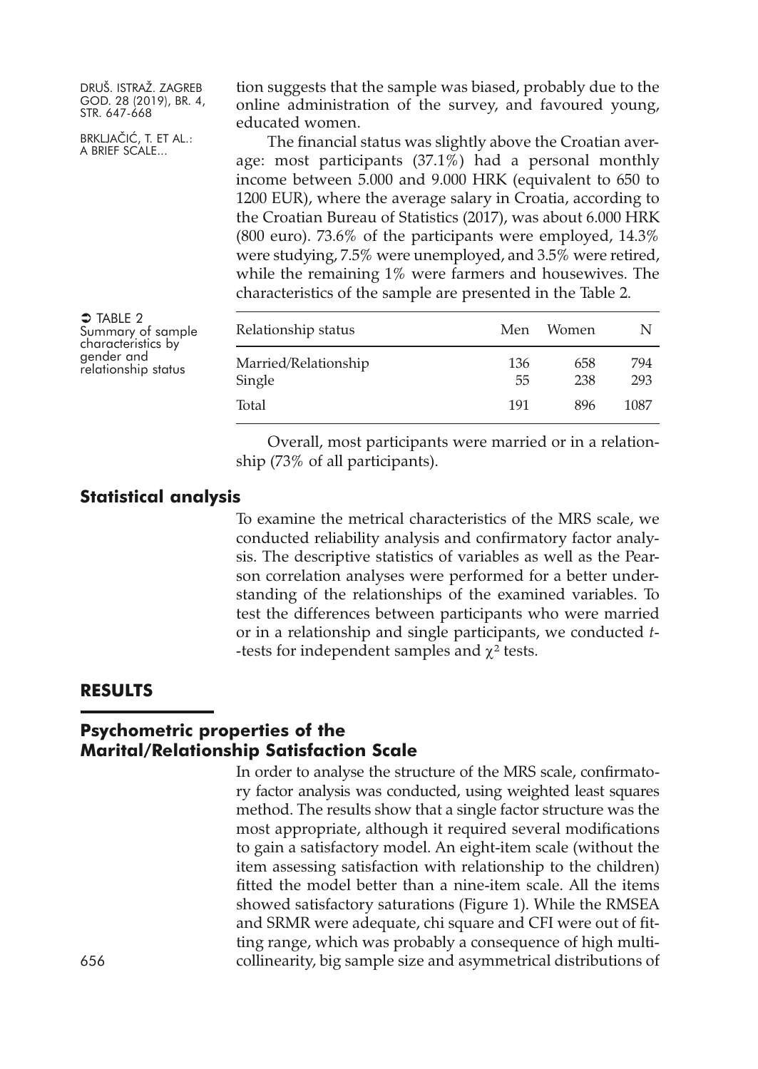tion suggests that the sample was biased, probably due to the online administration of the survey, and favoured young, educated women.

The financial status was slightly above the Croatian average: most participants (37.1%) had a personal monthly income between 5.000 and 9.000 HRK (equivalent to 650 to 1200 EUR), where the average salary in Croatia, according to the Croatian Bureau of Statistics (2017), was about 6.000 HRK (800 euro). 73.6% of the participants were employed, 14.3% were studying, 7.5% were unemployed, and 3.5% were retired, while the remaining 1% were farmers and housewives. The characteristics of the sample are presented in the Table 2.

TABLE 2 Summary of sample characteristics by gender and relationship status

| Relationship status | Men | Women | N |
|---|---|---|---|
| Married/Relationship | 136 | 658 | 794 |
| Single | 55 | 238 | 293 |
| Total | 191 | 896 | 1087 |

Overall, most participants were married or in a relationship (73% of all participants).

## Statistical analysis

To examine the metrical characteristics of the MRS scale, we conducted reliability analysis and confirmatory factor analysis. The descriptive statistics of variables as well as the Pearson correlation analyses were performed for a better understanding of the relationships of the examined variables. To test the differences between participants who were married or in a relationship and single participants, we conducted *t*-tests for independent samples and $\chi^2$ tests.

# RESULTS

## Psychometric properties of the Marital/Relationship Satisfaction Scale

In order to analyse the structure of the MRS scale, confirmatory factor analysis was conducted, using weighted least squares method. The results show that a single factor structure was the most appropriate, although it required several modifications to gain a satisfactory model. An eight-item scale (without the item assessing satisfaction with relationship to the children) fitted the model better than a nine-item scale. All the items showed satisfactory saturations (Figure 1). While the RMSEA and SRMR were adequate, chi square and CFI were out of fitting range, which was probably a consequence of high multicollinearity, big sample size and asymmetrical distributions of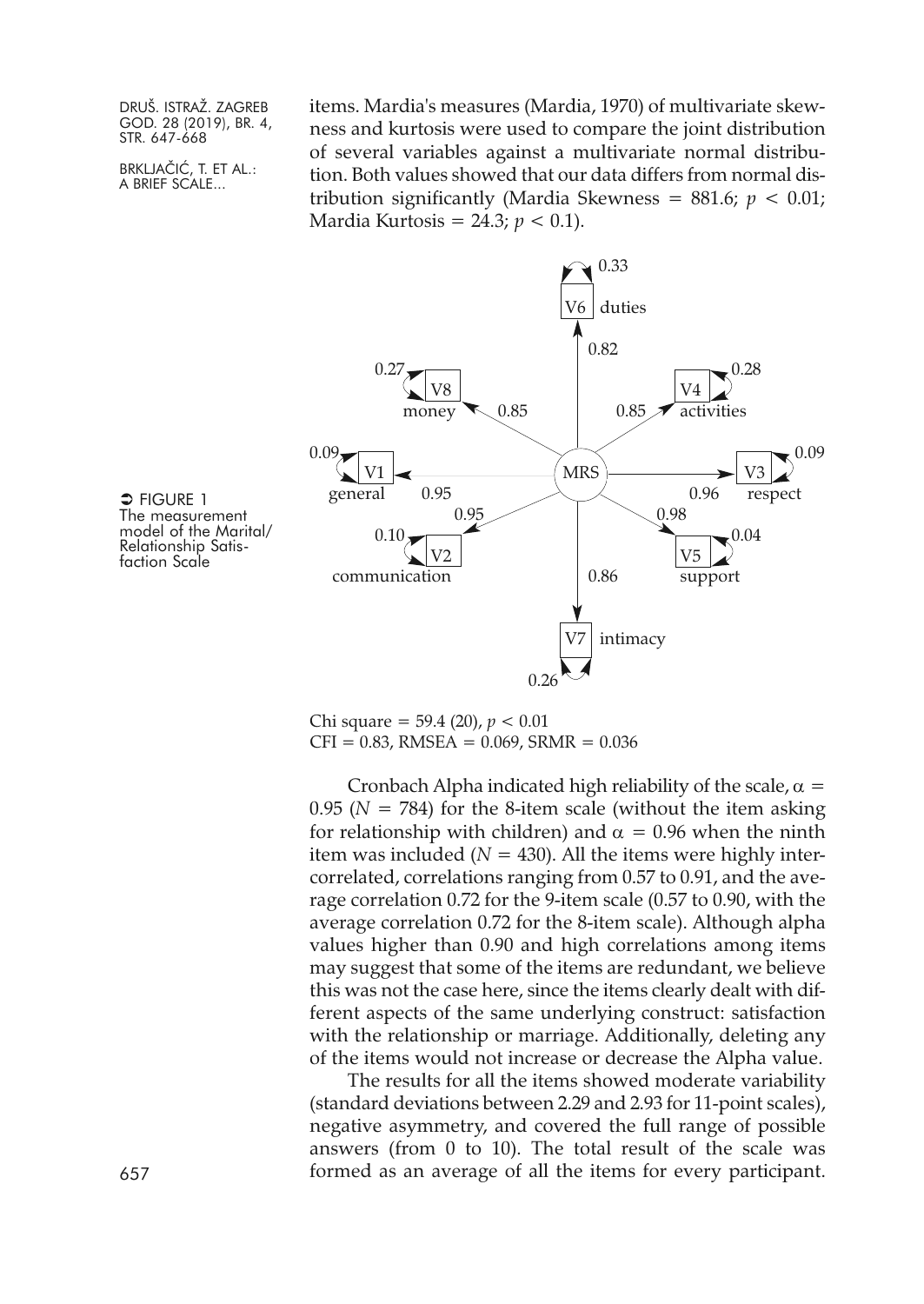items. Mardia's measures (Mardia, 1970) of multivariate skewness and kurtosis were used to compare the joint distribution of several variables against a multivariate normal distribution. Both values showed that our data differs from normal distribution significantly (Mardia Skewness = 881.6; $p < 0.01$; Mardia Kurtosis = 24.3; $p < 0.1$).

FIGURE 1 The measurement model of the Marital/Relationship Satisfaction Scale

Chi square = 59.4 (20), $p < 0.01$
CFI = 0.83, RMSEA = 0.069, SRMR = 0.036

Cronbach Alpha indicated high reliability of the scale, $\alpha = 0.95$ ($N = 784$) for the 8-item scale (without the item asking for relationship with children) and $\alpha = 0.96$ when the ninth item was included ($N = 430$). All the items were highly intercorrelated, correlations ranging from 0.57 to 0.91, and the average correlation 0.72 for the 9-item scale (0.57 to 0.90, with the average correlation 0.72 for the 8-item scale). Although alpha values higher than 0.90 and high correlations among items may suggest that some of the items are redundant, we believe this was not the case here, since the items clearly dealt with different aspects of the same underlying construct: satisfaction with the relationship or marriage. Additionally, deleting any of the items would not increase or decrease the Alpha value.

The results for all the items showed moderate variability (standard deviations between 2.29 and 2.93 for 11-point scales), negative asymmetry, and covered the full range of possible answers (from 0 to 10). The total result of the scale was formed as an average of all the items for every participant.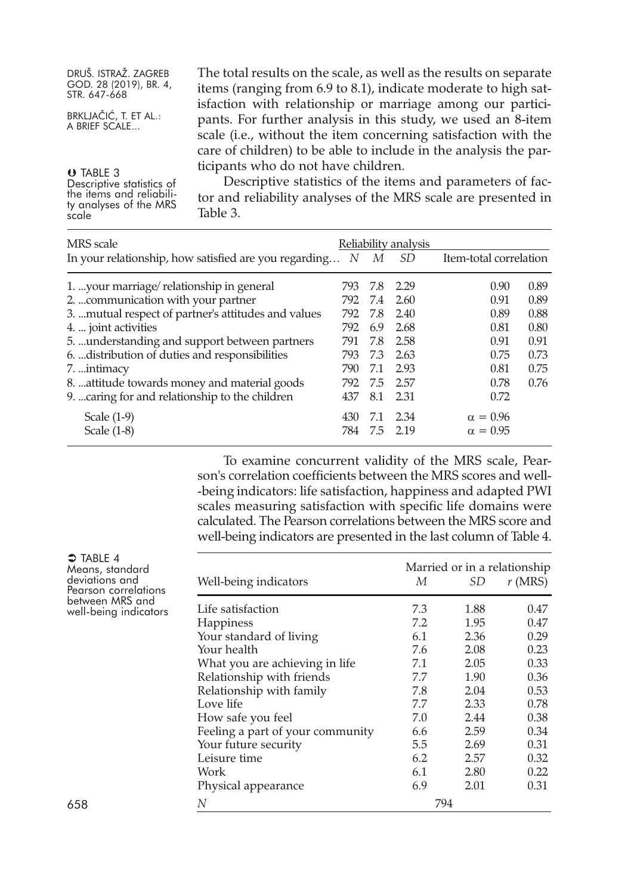The total results on the scale, as well as the results on separate items (ranging from 6.9 to 8.1), indicate moderate to high satisfaction with relationship or marriage among our participants. For further analysis in this study, we used an 8-item scale (i.e., without the item concerning satisfaction with the care of children) to be able to include in the analysis the participants who do not have children.

Descriptive statistics of the items and parameters of factor and reliability analyses of the MRS scale are presented in Table 3.

TABLE 3
Descriptive statistics of the items and reliability analyses of the MRS scale

| MRS scale | Reliability analysis | | | | |
|---|---|---|---|---|---|
| In your relationship, how satisfied are you regarding… | *N* | *M* | *SD* | Item-total correlation | |
| 1. ...your marriage/ relationship in general | 793 | 7.8 | 2.29 | 0.90 | 0.89 |
| 2. ...communication with your partner | 792 | 7.4 | 2.60 | 0.91 | 0.89 |
| 3. ...mutual respect of partner's attitudes and values | 792 | 7.8 | 2.40 | 0.89 | 0.88 |
| 4. ... joint activities | 792 | 6.9 | 2.68 | 0.81 | 0.80 |
| 5. ...understanding and support between partners | 791 | 7.8 | 2.58 | 0.91 | 0.91 |
| 6. ...distribution of duties and responsibilities | 793 | 7.3 | 2.63 | 0.75 | 0.73 |
| 7. ...intimacy | 790 | 7.1 | 2.93 | 0.81 | 0.75 |
| 8. ...attitude towards money and material goods | 792 | 7.5 | 2.57 | 0.78 | 0.76 |
| 9. ...caring for and relationship to the children | 437 | 8.1 | 2.31 | 0.72 | |
| Scale (1-9) | 430 | 7.1 | 2.34 | $\alpha = 0.96$ | |
| Scale (1-8) | 784 | 7.5 | 2.19 | $\alpha = 0.95$ | |

To examine concurrent validity of the MRS scale, Pearson's correlation coefficients between the MRS scores and well-being indicators: life satisfaction, happiness and adapted PWI scales measuring satisfaction with specific life domains were calculated. The Pearson correlations between the MRS score and well-being indicators are presented in the last column of Table 4.

TABLE 4
Means, standard deviations and Pearson correlations between MRS and well-being indicators

| | Married or in a relationship | | |
|---|---|---|---|
| Well-being indicators | *M* | *SD* | *r* (MRS) |
| Life satisfaction | 7.3 | 1.88 | 0.47 |
| Happiness | 7.2 | 1.95 | 0.47 |
| Your standard of living | 6.1 | 2.36 | 0.29 |
| Your health | 7.6 | 2.08 | 0.23 |
| What you are achieving in life | 7.1 | 2.05 | 0.33 |
| Relationship with friends | 7.7 | 1.90 | 0.36 |
| Relationship with family | 7.8 | 2.04 | 0.53 |
| Love life | 7.7 | 2.33 | 0.78 |
| How safe you feel | 7.0 | 2.44 | 0.38 |
| Feeling a part of your community | 6.6 | 2.59 | 0.34 |
| Your future security | 5.5 | 2.69 | 0.31 |
| Leisure time | 6.2 | 2.57 | 0.32 |
| Work | 6.1 | 2.80 | 0.22 |
| Physical appearance | 6.9 | 2.01 | 0.31 |
| *N* | 794 | | |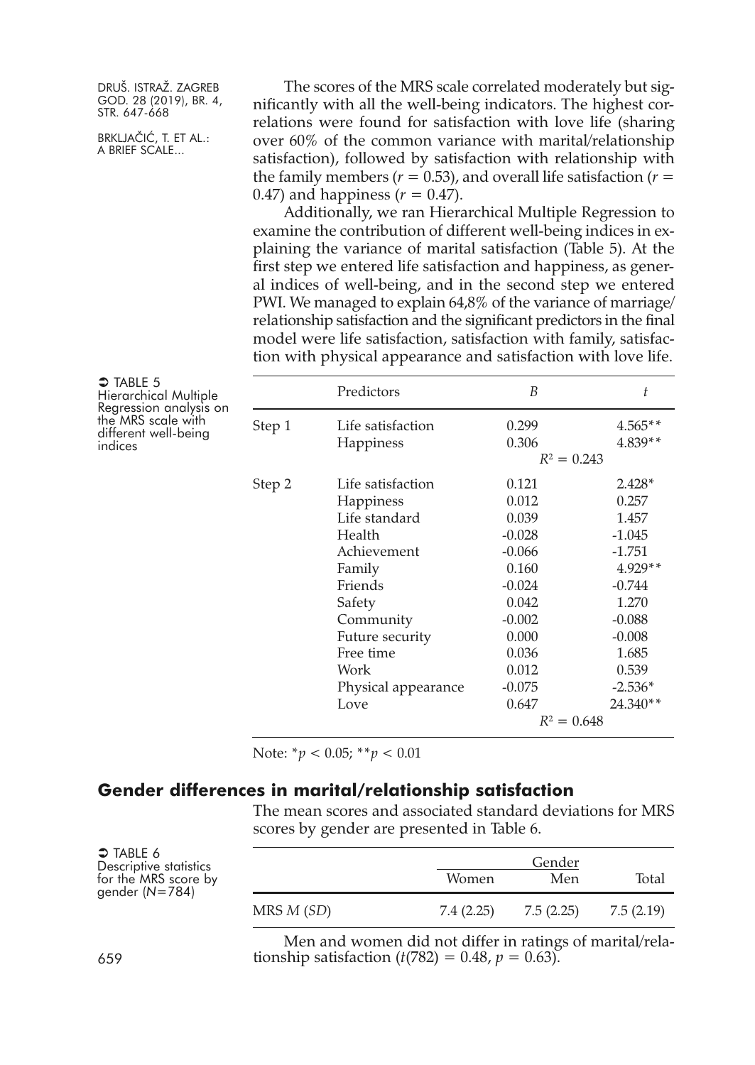The scores of the MRS scale correlated moderately but significantly with all the well-being indicators. The highest correlations were found for satisfaction with love life (sharing over 60% of the common variance with marital/relationship satisfaction), followed by satisfaction with relationship with the family members ($r = 0.53$), and overall life satisfaction ($r = 0.47$) and happiness ($r = 0.47$).

Additionally, we ran Hierarchical Multiple Regression to examine the contribution of different well-being indices in explaining the variance of marital satisfaction (Table 5). At the first step we entered life satisfaction and happiness, as general indices of well-being, and in the second step we entered PWI. We managed to explain 64,8% of the variance of marriage/relationship satisfaction and the significant predictors in the final model were life satisfaction, satisfaction with family, satisfaction with physical appearance and satisfaction with love life.

TABLE 5 Hierarchical Multiple Regression analysis on the MRS scale with different well-being indices

| | Predictors | *B* | *t* |
|---|---|---|---|
| Step 1 | Life satisfaction | 0.299 | 4.565** |
| | Happiness | 0.306 | 4.839** |
| | | $R^2 = 0.243$ | |
| Step 2 | Life satisfaction | 0.121 | 2.428* |
| | Happiness | 0.012 | 0.257 |
| | Life standard | 0.039 | 1.457 |
| | Health | -0.028 | -1.045 |
| | Achievement | -0.066 | -1.751 |
| | Family | 0.160 | 4.929** |
| | Friends | -0.024 | -0.744 |
| | Safety | 0.042 | 1.270 |
| | Community | -0.002 | -0.088 |
| | Future security | 0.000 | -0.008 |
| | Free time | 0.036 | 1.685 |
| | Work | 0.012 | 0.539 |
| | Physical appearance | -0.075 | -2.536* |
| | Love | 0.647 | 24.340** |
| | | $R^2 = 0.648$ | |

Note: *$p < 0.05$; **$p < 0.01$

## Gender differences in marital/relationship satisfaction

The mean scores and associated standard deviations for MRS scores by gender are presented in Table 6.

TABLE 6 Descriptive statistics for the MRS score by gender ($N$=784)

| | Gender | | Total |
|---|---|---|---|
| | Women | Men | |
| MRS *M* (*SD*) | 7.4 (2.25) | 7.5 (2.25) | 7.5 (2.19) |

Men and women did not differ in ratings of marital/relationship satisfaction ($t(782) = 0.48$, $p = 0.63$).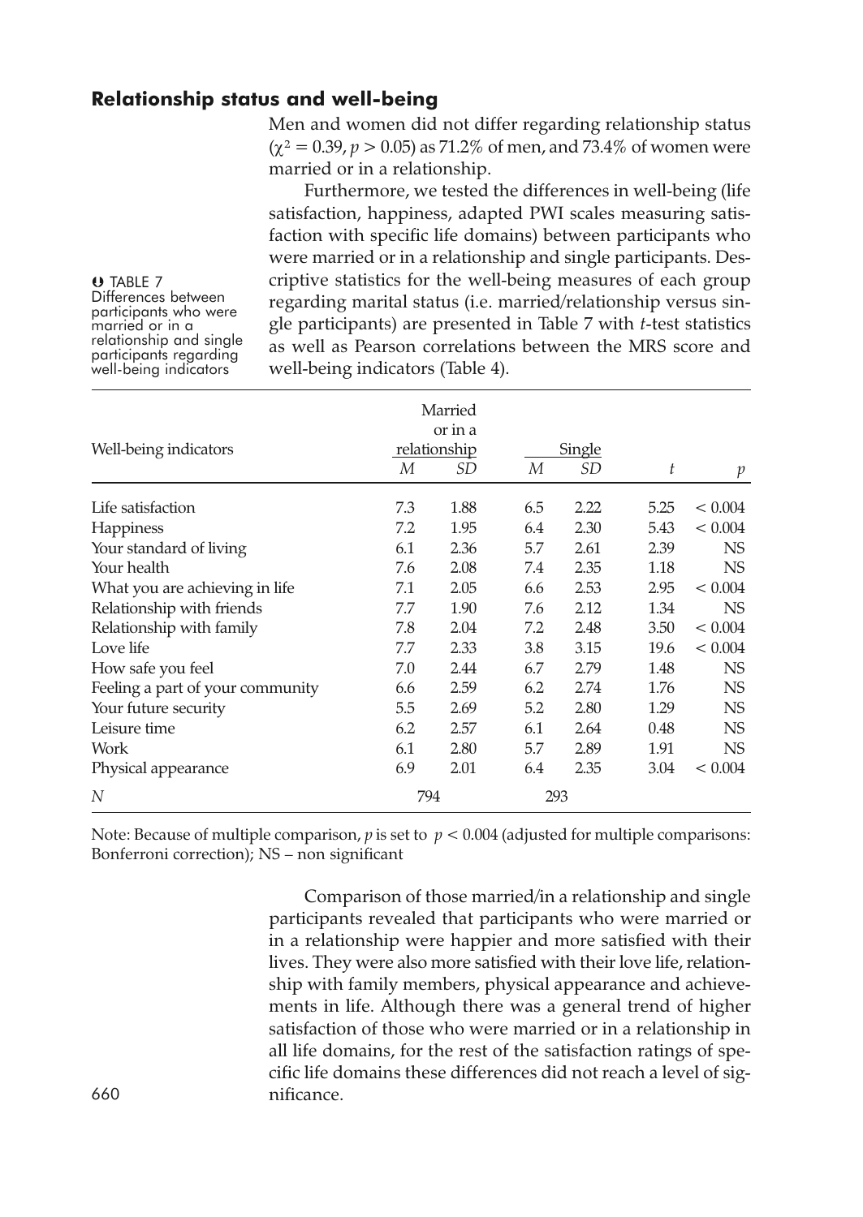## Relationship status and well-being

Men and women did not differ regarding relationship status ($\chi^2 = 0.39$, $p > 0.05$) as 71.2% of men, and 73.4% of women were married or in a relationship.

Furthermore, we tested the differences in well-being (life satisfaction, happiness, adapted PWI scales measuring satisfaction with specific life domains) between participants who were married or in a relationship and single participants. Descriptive statistics for the well-being measures of each group regarding marital status (i.e. married/relationship versus single participants) are presented in Table 7 with *t*-test statistics as well as Pearson correlations between the MRS score and well-being indicators (Table 4).

TABLE 7
Differences between participants who were married or in a relationship and single participants regarding well-being indicators

| Well-being indicators | Married or in a relationship | | Single | | | |
|---|---|---|---|---|---|---|
| | *M* | *SD* | *M* | *SD* | *t* | *p* |
| Life satisfaction | 7.3 | 1.88 | 6.5 | 2.22 | 5.25 | < 0.004 |
| Happiness | 7.2 | 1.95 | 6.4 | 2.30 | 5.43 | < 0.004 |
| Your standard of living | 6.1 | 2.36 | 5.7 | 2.61 | 2.39 | NS |
| Your health | 7.6 | 2.08 | 7.4 | 2.35 | 1.18 | NS |
| What you are achieving in life | 7.1 | 2.05 | 6.6 | 2.53 | 2.95 | < 0.004 |
| Relationship with friends | 7.7 | 1.90 | 7.6 | 2.12 | 1.34 | NS |
| Relationship with family | 7.8 | 2.04 | 7.2 | 2.48 | 3.50 | < 0.004 |
| Love life | 7.7 | 2.33 | 3.8 | 3.15 | 19.6 | < 0.004 |
| How safe you feel | 7.0 | 2.44 | 6.7 | 2.79 | 1.48 | NS |
| Feeling a part of your community | 6.6 | 2.59 | 6.2 | 2.74 | 1.76 | NS |
| Your future security | 5.5 | 2.69 | 5.2 | 2.80 | 1.29 | NS |
| Leisure time | 6.2 | 2.57 | 6.1 | 2.64 | 0.48 | NS |
| Work | 6.1 | 2.80 | 5.7 | 2.89 | 1.91 | NS |
| Physical appearance | 6.9 | 2.01 | 6.4 | 2.35 | 3.04 | < 0.004 |
| *N* | 794 | | 293 | | | |

Note: Because of multiple comparison, *p* is set to $p < 0.004$ (adjusted for multiple comparisons: Bonferroni correction); NS – non significant

Comparison of those married/in a relationship and single participants revealed that participants who were married or in a relationship were happier and more satisfied with their lives. They were also more satisfied with their love life, relationship with family members, physical appearance and achievements in life. Although there was a general trend of higher satisfaction of those who were married or in a relationship in all life domains, for the rest of the satisfaction ratings of specific life domains these differences did not reach a level of significance.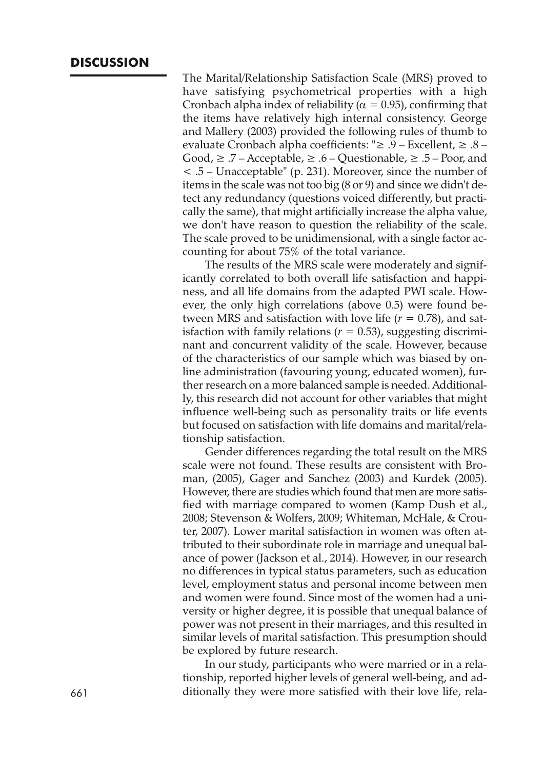## DISCUSSION

The Marital/Relationship Satisfaction Scale (MRS) proved to have satisfying psychometrical properties with a high Cronbach alpha index of reliability ($\alpha = 0.95$), confirming that the items have relatively high internal consistency. George and Mallery (2003) provided the following rules of thumb to evaluate Cronbach alpha coefficients: "≥ .9 – Excellent, ≥ .8 – Good, ≥ .7 – Acceptable, ≥ .6 – Questionable, ≥ .5 – Poor, and < .5 – Unacceptable" (p. 231). Moreover, since the number of items in the scale was not too big (8 or 9) and since we didn't detect any redundancy (questions voiced differently, but practically the same), that might artificially increase the alpha value, we don't have reason to question the reliability of the scale. The scale proved to be unidimensional, with a single factor accounting for about 75% of the total variance.

The results of the MRS scale were moderately and significantly correlated to both overall life satisfaction and happiness, and all life domains from the adapted PWI scale. However, the only high correlations (above 0.5) were found between MRS and satisfaction with love life ($r = 0.78$), and satisfaction with family relations ($r = 0.53$), suggesting discriminant and concurrent validity of the scale. However, because of the characteristics of our sample which was biased by online administration (favouring young, educated women), further research on a more balanced sample is needed. Additionally, this research did not account for other variables that might influence well-being such as personality traits or life events but focused on satisfaction with life domains and marital/relationship satisfaction.

Gender differences regarding the total result on the MRS scale were not found. These results are consistent with Broman, (2005), Gager and Sanchez (2003) and Kurdek (2005). However, there are studies which found that men are more satisfied with marriage compared to women (Kamp Dush et al., 2008; Stevenson & Wolfers, 2009; Whiteman, McHale, & Crouter, 2007). Lower marital satisfaction in women was often attributed to their subordinate role in marriage and unequal balance of power (Jackson et al., 2014). However, in our research no differences in typical status parameters, such as education level, employment status and personal income between men and women were found. Since most of the women had a university or higher degree, it is possible that unequal balance of power was not present in their marriages, and this resulted in similar levels of marital satisfaction. This presumption should be explored by future research.

In our study, participants who were married or in a relationship, reported higher levels of general well-being, and additionally they were more satisfied with their love life, rela-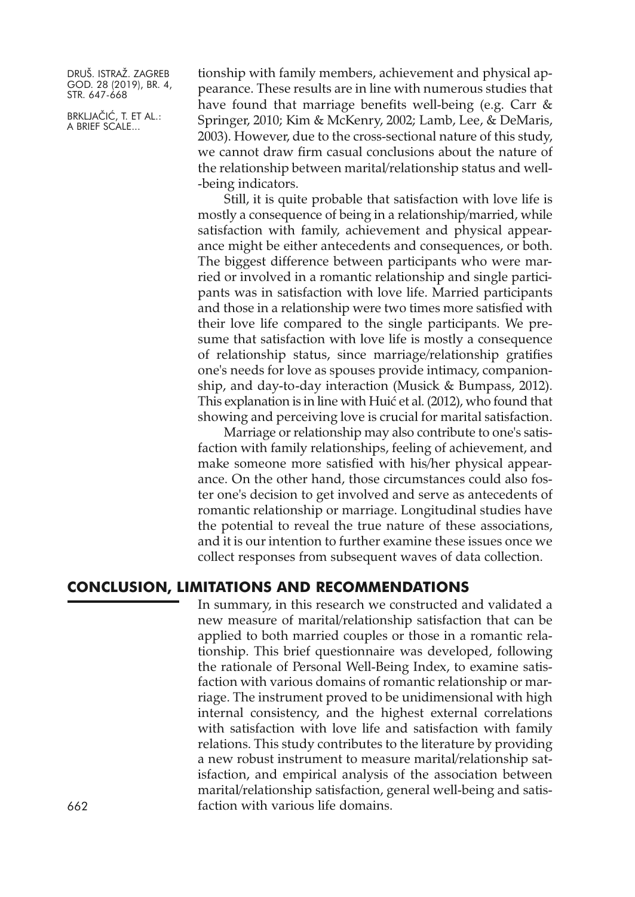tionship with family members, achievement and physical appearance. These results are in line with numerous studies that have found that marriage benefits well-being (e.g. Carr & Springer, 2010; Kim & McKenry, 2002; Lamb, Lee, & DeMaris, 2003). However, due to the cross-sectional nature of this study, we cannot draw firm casual conclusions about the nature of the relationship between marital/relationship status and well-being indicators.

Still, it is quite probable that satisfaction with love life is mostly a consequence of being in a relationship/married, while satisfaction with family, achievement and physical appearance might be either antecedents and consequences, or both. The biggest difference between participants who were married or involved in a romantic relationship and single participants was in satisfaction with love life. Married participants and those in a relationship were two times more satisfied with their love life compared to the single participants. We presume that satisfaction with love life is mostly a consequence of relationship status, since marriage/relationship gratifies one's needs for love as spouses provide intimacy, companionship, and day-to-day interaction (Musick & Bumpass, 2012). This explanation is in line with Huić et al. (2012), who found that showing and perceiving love is crucial for marital satisfaction.

Marriage or relationship may also contribute to one's satisfaction with family relationships, feeling of achievement, and make someone more satisfied with his/her physical appearance. On the other hand, those circumstances could also foster one's decision to get involved and serve as antecedents of romantic relationship or marriage. Longitudinal studies have the potential to reveal the true nature of these associations, and it is our intention to further examine these issues once we collect responses from subsequent waves of data collection.

## CONCLUSION, LIMITATIONS AND RECOMMENDATIONS

In summary, in this research we constructed and validated a new measure of marital/relationship satisfaction that can be applied to both married couples or those in a romantic relationship. This brief questionnaire was developed, following the rationale of Personal Well-Being Index, to examine satisfaction with various domains of romantic relationship or marriage. The instrument proved to be unidimensional with high internal consistency, and the highest external correlations with satisfaction with love life and satisfaction with family relations. This study contributes to the literature by providing a new robust instrument to measure marital/relationship satisfaction, and empirical analysis of the association between marital/relationship satisfaction, general well-being and satisfaction with various life domains.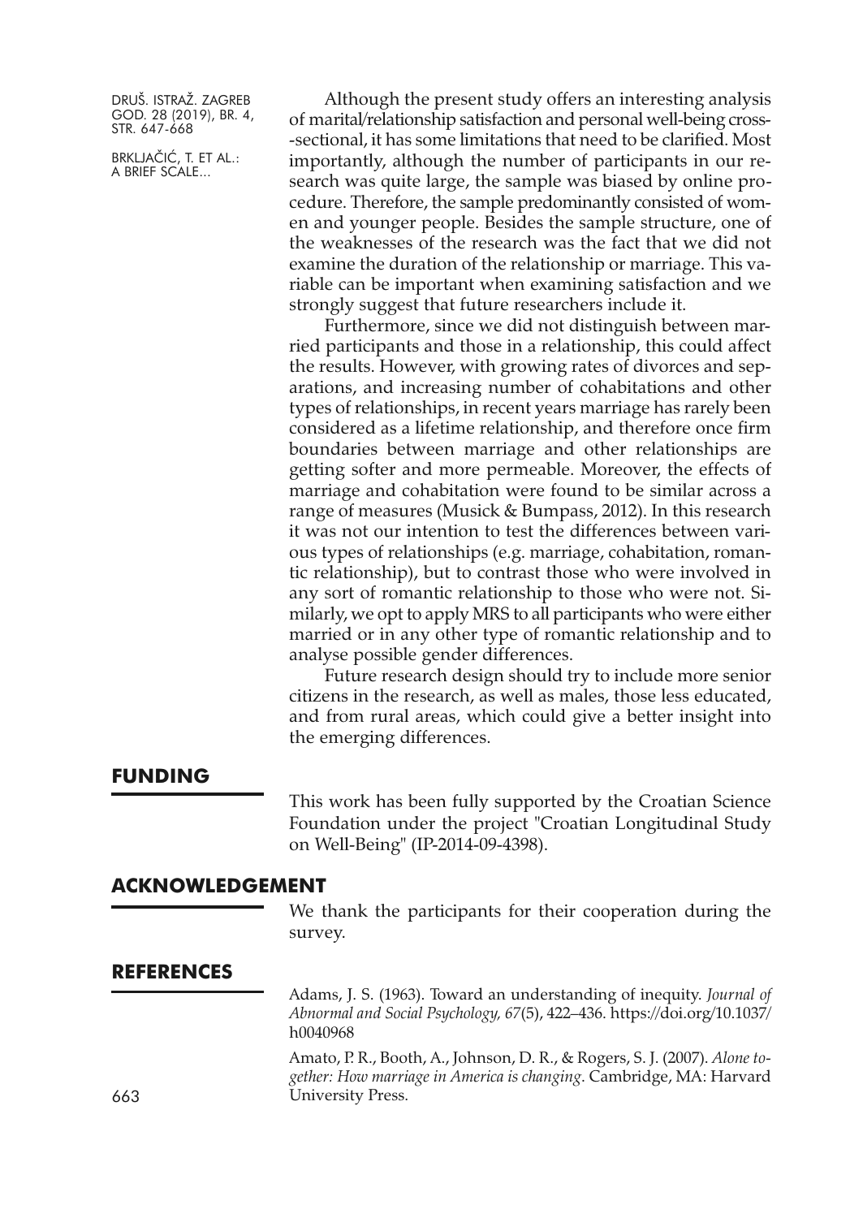Although the present study offers an interesting analysis of marital/relationship satisfaction and personal well-being cross-sectional, it has some limitations that need to be clarified. Most importantly, although the number of participants in our research was quite large, the sample was biased by online procedure. Therefore, the sample predominantly consisted of women and younger people. Besides the sample structure, one of the weaknesses of the research was the fact that we did not examine the duration of the relationship or marriage. This variable can be important when examining satisfaction and we strongly suggest that future researchers include it.

Furthermore, since we did not distinguish between married participants and those in a relationship, this could affect the results. However, with growing rates of divorces and separations, and increasing number of cohabitations and other types of relationships, in recent years marriage has rarely been considered as a lifetime relationship, and therefore once firm boundaries between marriage and other relationships are getting softer and more permeable. Moreover, the effects of marriage and cohabitation were found to be similar across a range of measures (Musick & Bumpass, 2012). In this research it was not our intention to test the differences between various types of relationships (e.g. marriage, cohabitation, romantic relationship), but to contrast those who were involved in any sort of romantic relationship to those who were not. Similarly, we opt to apply MRS to all participants who were either married or in any other type of romantic relationship and to analyse possible gender differences.

Future research design should try to include more senior citizens in the research, as well as males, those less educated, and from rural areas, which could give a better insight into the emerging differences.

## FUNDING

This work has been fully supported by the Croatian Science Foundation under the project "Croatian Longitudinal Study on Well-Being" (IP-2014-09-4398).

## ACKNOWLEDGEMENT

We thank the participants for their cooperation during the survey.

## REFERENCES

Adams, J. S. (1963). Toward an understanding of inequity. *Journal of Abnormal and Social Psychology, 67*(5), 422–436. https://doi.org/10.1037/h0040968

Amato, P. R., Booth, A., Johnson, D. R., & Rogers, S. J. (2007). *Alone together: How marriage in America is changing*. Cambridge, MA: Harvard University Press.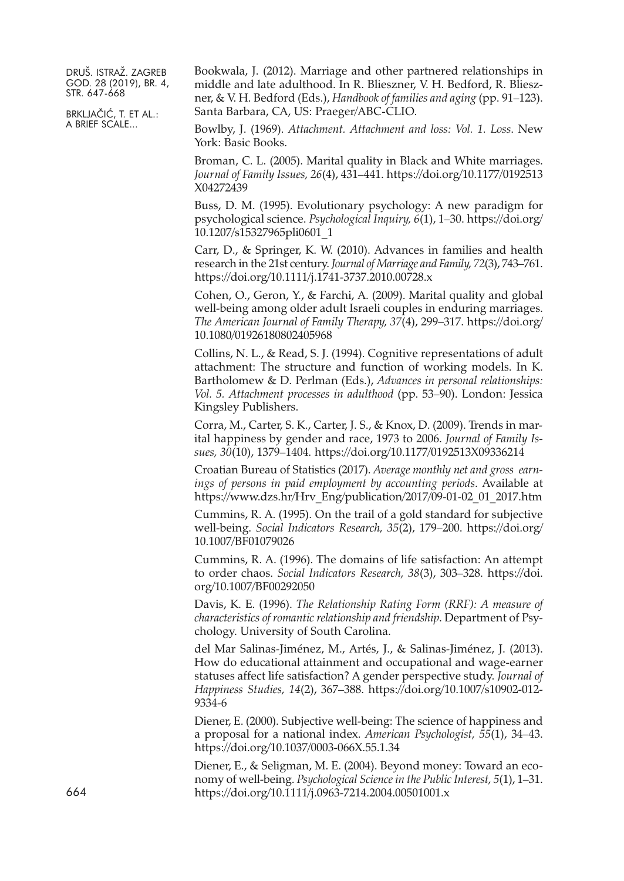Bookwala, J. (2012). Marriage and other partnered relationships in middle and late adulthood. In R. Blieszner, V. H. Bedford, R. Blieszner, & V. H. Bedford (Eds.), *Handbook of families and aging* (pp. 91–123). Santa Barbara, CA, US: Praeger/ABC-CLIO.

Bowlby, J. (1969). *Attachment. Attachment and loss: Vol. 1. Loss*. New York: Basic Books.

Broman, C. L. (2005). Marital quality in Black and White marriages. *Journal of Family Issues, 26*(4), 431–441. https://doi.org/10.1177/0192513X04272439

Buss, D. M. (1995). Evolutionary psychology: A new paradigm for psychological science. *Psychological Inquiry, 6*(1), 1–30. https://doi.org/10.1207/s15327965pli0601_1

Carr, D., & Springer, K. W. (2010). Advances in families and health research in the 21st century. *Journal of Marriage and Family, 72*(3), 743–761. https://doi.org/10.1111/j.1741-3737.2010.00728.x

Cohen, O., Geron, Y., & Farchi, A. (2009). Marital quality and global well-being among older adult Israeli couples in enduring marriages. *The American Journal of Family Therapy, 37*(4), 299–317. https://doi.org/10.1080/01926180802405968

Collins, N. L., & Read, S. J. (1994). Cognitive representations of adult attachment: The structure and function of working models. In K. Bartholomew & D. Perlman (Eds.), *Advances in personal relationships: Vol. 5. Attachment processes in adulthood* (pp. 53–90). London: Jessica Kingsley Publishers.

Corra, M., Carter, S. K., Carter, J. S., & Knox, D. (2009). Trends in marital happiness by gender and race, 1973 to 2006. *Journal of Family Issues, 30*(10), 1379–1404. https://doi.org/10.1177/0192513X09336214

Croatian Bureau of Statistics (2017). *Average monthly net and gross earnings of persons in paid employment by accounting periods*. Available at https://www.dzs.hr/Hrv_Eng/publication/2017/09-01-02_01_2017.htm

Cummins, R. A. (1995). On the trail of a gold standard for subjective well-being. *Social Indicators Research, 35*(2), 179–200. https://doi.org/10.1007/BF01079026

Cummins, R. A. (1996). The domains of life satisfaction: An attempt to order chaos. *Social Indicators Research, 38*(3), 303–328. https://doi.org/10.1007/BF00292050

Davis, K. E. (1996). *The Relationship Rating Form (RRF): A measure of characteristics of romantic relationship and friendship*. Department of Psychology. University of South Carolina.

del Mar Salinas-Jiménez, M., Artés, J., & Salinas-Jiménez, J. (2013). How do educational attainment and occupational and wage-earner statuses affect life satisfaction? A gender perspective study. *Journal of Happiness Studies, 14*(2), 367–388. https://doi.org/10.1007/s10902-012-9334-6

Diener, E. (2000). Subjective well-being: The science of happiness and a proposal for a national index. *American Psychologist, 55*(1), 34–43. https://doi.org/10.1037/0003-066X.55.1.34

Diener, E., & Seligman, M. E. (2004). Beyond money: Toward an economy of well-being. *Psychological Science in the Public Interest, 5*(1), 1–31. https://doi.org/10.1111/j.0963-7214.2004.00501001.x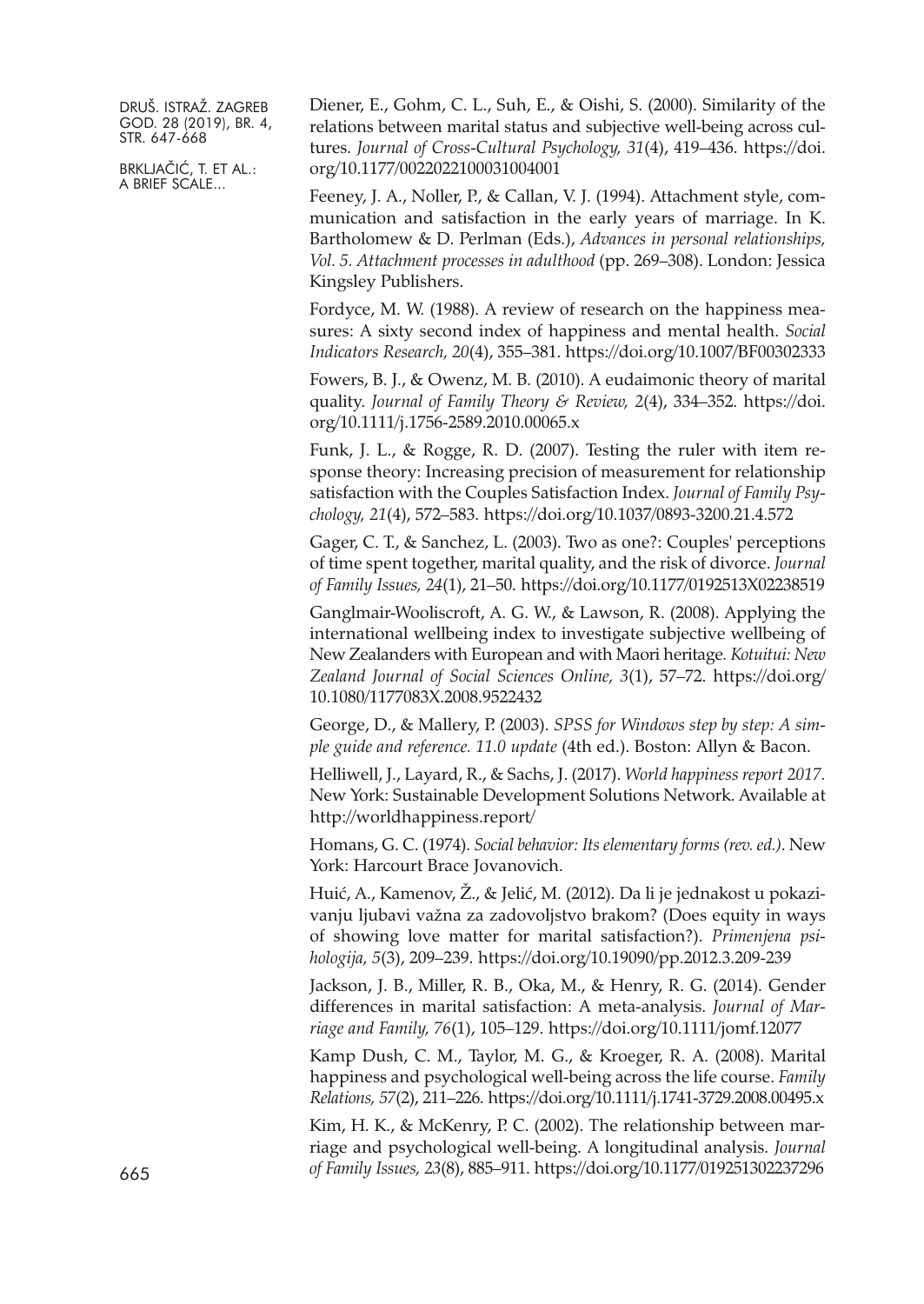Diener, E., Gohm, C. L., Suh, E., & Oishi, S. (2000). Similarity of the relations between marital status and subjective well-being across cultures. *Journal of Cross-Cultural Psychology, 31*(4), 419–436. https://doi.org/10.1177/0022022100031004001

Feeney, J. A., Noller, P., & Callan, V. J. (1994). Attachment style, communication and satisfaction in the early years of marriage. In K. Bartholomew & D. Perlman (Eds.), *Advances in personal relationships, Vol. 5. Attachment processes in adulthood* (pp. 269–308). London: Jessica Kingsley Publishers.

Fordyce, M. W. (1988). A review of research on the happiness measures: A sixty second index of happiness and mental health. *Social Indicators Research, 20*(4), 355–381. https://doi.org/10.1007/BF00302333

Fowers, B. J., & Owenz, M. B. (2010). A eudaimonic theory of marital quality. *Journal of Family Theory & Review, 2*(4), 334–352. https://doi.org/10.1111/j.1756-2589.2010.00065.x

Funk, J. L., & Rogge, R. D. (2007). Testing the ruler with item response theory: Increasing precision of measurement for relationship satisfaction with the Couples Satisfaction Index. *Journal of Family Psychology, 21*(4), 572–583. https://doi.org/10.1037/0893-3200.21.4.572

Gager, C. T., & Sanchez, L. (2003). Two as one?: Couples' perceptions of time spent together, marital quality, and the risk of divorce. *Journal of Family Issues, 24*(1), 21–50. https://doi.org/10.1177/0192513X02238519

Ganglmair-Wooliscroft, A. G. W., & Lawson, R. (2008). Applying the international wellbeing index to investigate subjective wellbeing of New Zealanders with European and with Maori heritage. *Kotuitui: New Zealand Journal of Social Sciences Online, 3*(1), 57–72. https://doi.org/10.1080/1177083X.2008.9522432

George, D., & Mallery, P. (2003). *SPSS for Windows step by step: A simple guide and reference. 11.0 update* (4th ed.). Boston: Allyn & Bacon.

Helliwell, J., Layard, R., & Sachs, J. (2017). *World happiness report 2017*. New York: Sustainable Development Solutions Network. Available at http://worldhappiness.report/

Homans, G. C. (1974). *Social behavior: Its elementary forms (rev. ed.)*. New York: Harcourt Brace Jovanovich.

Huić, A., Kamenov, Ž., & Jelić, M. (2012). Da li je jednakost u pokazivanju ljubavi važna za zadovoljstvo brakom? (Does equity in ways of showing love matter for marital satisfaction?). *Primenjena psihologija, 5*(3), 209–239. https://doi.org/10.19090/pp.2012.3.209-239

Jackson, J. B., Miller, R. B., Oka, M., & Henry, R. G. (2014). Gender differences in marital satisfaction: A meta-analysis. *Journal of Marriage and Family, 76*(1), 105–129. https://doi.org/10.1111/jomf.12077

Kamp Dush, C. M., Taylor, M. G., & Kroeger, R. A. (2008). Marital happiness and psychological well-being across the life course. *Family Relations, 57*(2), 211–226. https://doi.org/10.1111/j.1741-3729.2008.00495.x

Kim, H. K., & McKenry, P. C. (2002). The relationship between marriage and psychological well-being. A longitudinal analysis. *Journal of Family Issues, 23*(8), 885–911. https://doi.org/10.1177/019251302237296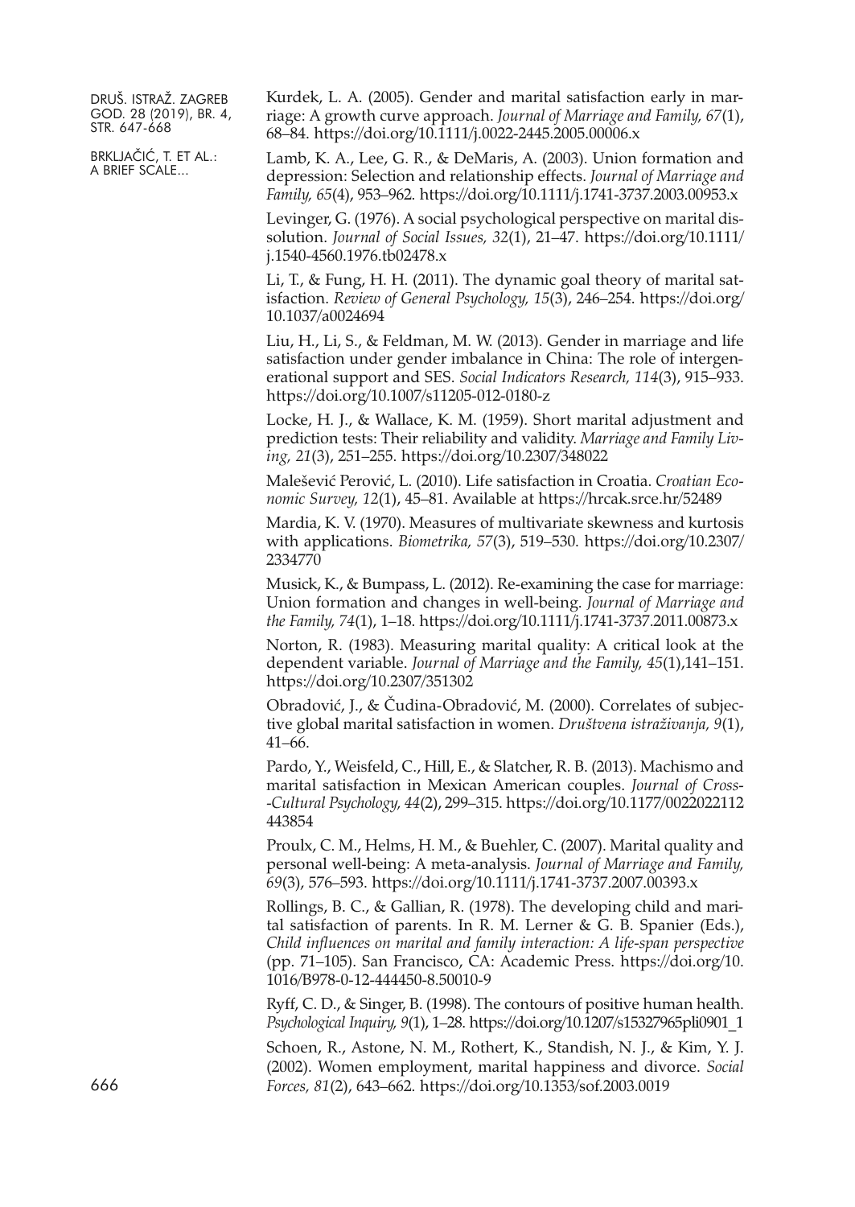Kurdek, L. A. (2005). Gender and marital satisfaction early in marriage: A growth curve approach. *Journal of Marriage and Family, 67*(1), 68–84. https://doi.org/10.1111/j.0022-2445.2005.00006.x

Lamb, K. A., Lee, G. R., & DeMaris, A. (2003). Union formation and depression: Selection and relationship effects. *Journal of Marriage and Family, 65*(4), 953–962. https://doi.org/10.1111/j.1741-3737.2003.00953.x

Levinger, G. (1976). A social psychological perspective on marital dissolution. *Journal of Social Issues, 32*(1), 21–47. https://doi.org/10.1111/j.1540-4560.1976.tb02478.x

Li, T., & Fung, H. H. (2011). The dynamic goal theory of marital satisfaction. *Review of General Psychology, 15*(3), 246–254. https://doi.org/10.1037/a0024694

Liu, H., Li, S., & Feldman, M. W. (2013). Gender in marriage and life satisfaction under gender imbalance in China: The role of intergenerational support and SES. *Social Indicators Research, 114*(3), 915–933. https://doi.org/10.1007/s11205-012-0180-z

Locke, H. J., & Wallace, K. M. (1959). Short marital adjustment and prediction tests: Their reliability and validity. *Marriage and Family Living, 21*(3), 251–255. https://doi.org/10.2307/348022

Malešević Perović, L. (2010). Life satisfaction in Croatia. *Croatian Economic Survey, 12*(1), 45–81. Available at https://hrcak.srce.hr/52489

Mardia, K. V. (1970). Measures of multivariate skewness and kurtosis with applications. *Biometrika, 57*(3), 519–530. https://doi.org/10.2307/2334770

Musick, K., & Bumpass, L. (2012). Re-examining the case for marriage: Union formation and changes in well-being. *Journal of Marriage and the Family, 74*(1), 1–18. https://doi.org/10.1111/j.1741-3737.2011.00873.x

Norton, R. (1983). Measuring marital quality: A critical look at the dependent variable. *Journal of Marriage and the Family, 45*(1),141–151. https://doi.org/10.2307/351302

Obradović, J., & Čudina-Obradović, M. (2000). Correlates of subjective global marital satisfaction in women. *Društvena istraživanja, 9*(1), 41–66.

Pardo, Y., Weisfeld, C., Hill, E., & Slatcher, R. B. (2013). Machismo and marital satisfaction in Mexican American couples. *Journal of Cross-Cultural Psychology, 44*(2), 299–315. https://doi.org/10.1177/0022022112443854

Proulx, C. M., Helms, H. M., & Buehler, C. (2007). Marital quality and personal well-being: A meta-analysis. *Journal of Marriage and Family, 69*(3), 576–593. https://doi.org/10.1111/j.1741-3737.2007.00393.x

Rollings, B. C., & Gallian, R. (1978). The developing child and marital satisfaction of parents. In R. M. Lerner & G. B. Spanier (Eds.), *Child influences on marital and family interaction: A life-span perspective* (pp. 71–105). San Francisco, CA: Academic Press. https://doi.org/10.1016/B978-0-12-444450-8.50010-9

Ryff, C. D., & Singer, B. (1998). The contours of positive human health. *Psychological Inquiry, 9*(1), 1–28. https://doi.org/10.1207/s15327965pli0901_1

Schoen, R., Astone, N. M., Rothert, K., Standish, N. J., & Kim, Y. J. (2002). Women employment, marital happiness and divorce. *Social Forces, 81*(2), 643–662. https://doi.org/10.1353/sof.2003.0019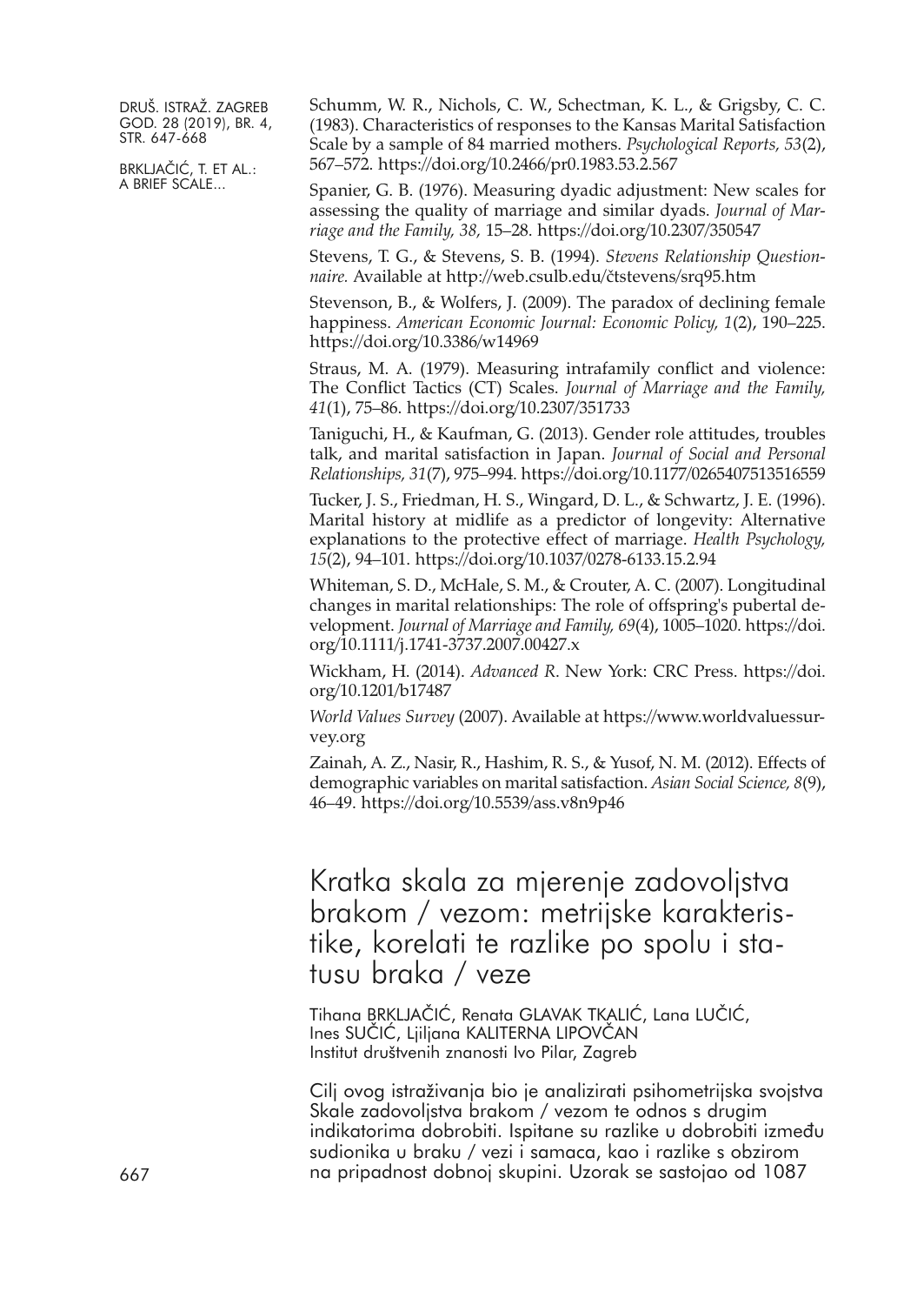Schumm, W. R., Nichols, C. W., Schectman, K. L., & Grigsby, C. C. (1983). Characteristics of responses to the Kansas Marital Satisfaction Scale by a sample of 84 married mothers. *Psychological Reports, 53*(2), 567–572. https://doi.org/10.2466/pr0.1983.53.2.567

Spanier, G. B. (1976). Measuring dyadic adjustment: New scales for assessing the quality of marriage and similar dyads. *Journal of Marriage and the Family, 38,* 15–28. https://doi.org/10.2307/350547

Stevens, T. G., & Stevens, S. B. (1994). *Stevens Relationship Questionnaire.* Available at http://web.csulb.edu/čtstevens/srq95.htm

Stevenson, B., & Wolfers, J. (2009). The paradox of declining female happiness. *American Economic Journal: Economic Policy, 1*(2), 190–225. https://doi.org/10.3386/w14969

Straus, M. A. (1979). Measuring intrafamily conflict and violence: The Conflict Tactics (CT) Scales. *Journal of Marriage and the Family, 41*(1), 75–86. https://doi.org/10.2307/351733

Taniguchi, H., & Kaufman, G. (2013). Gender role attitudes, troubles talk, and marital satisfaction in Japan. *Journal of Social and Personal Relationships, 31*(7), 975–994. https://doi.org/10.1177/0265407513516559

Tucker, J. S., Friedman, H. S., Wingard, D. L., & Schwartz, J. E. (1996). Marital history at midlife as a predictor of longevity: Alternative explanations to the protective effect of marriage. *Health Psychology, 15*(2), 94–101. https://doi.org/10.1037/0278-6133.15.2.94

Whiteman, S. D., McHale, S. M., & Crouter, A. C. (2007). Longitudinal changes in marital relationships: The role of offspring's pubertal development. *Journal of Marriage and Family, 69*(4), 1005–1020. https://doi.org/10.1111/j.1741-3737.2007.00427.x

Wickham, H. (2014). *Advanced R*. New York: CRC Press. https://doi.org/10.1201/b17487

*World Values Survey* (2007). Available at https://www.worldvaluessurvey.org

Zainah, A. Z., Nasir, R., Hashim, R. S., & Yusof, N. M. (2012). Effects of demographic variables on marital satisfaction. *Asian Social Science, 8*(9), 46–49. https://doi.org/10.5539/ass.v8n9p46

# Kratka skala za mjerenje zadovoljstva brakom / vezom: metrijske karakteristike, korelati te razlike po spolu i statusu braka / veze

Tihana BRKLJAČIĆ, Renata GLAVAK TKALIĆ, Lana LUČIĆ, Ines SUČIĆ, Ljiljana KALITERNA LIPOVČAN
Institut društvenih znanosti Ivo Pilar, Zagreb

Cilj ovog istraživanja bio je analizirati psihometrijska svojstva Skale zadovoljstva brakom / vezom te odnos s drugim indikatorima dobrobiti. Ispitane su razlike u dobrobiti između sudionika u braku / vezi i samaca, kao i razlike s obzirom na pripadnost dobnoj skupini. Uzorak se sastojao od 1087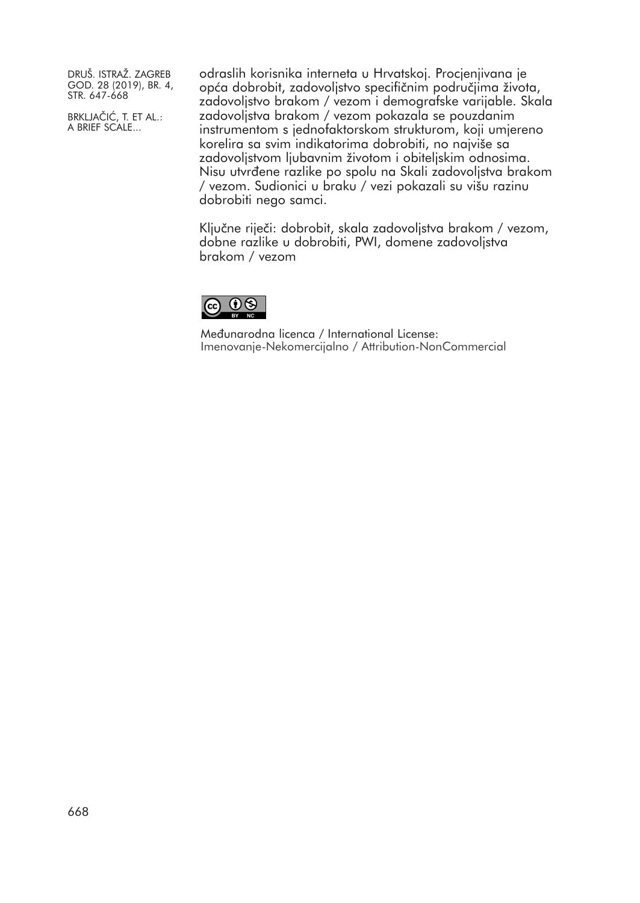odraslih korisnika interneta u Hrvatskoj. Procjenjivana je opća dobrobit, zadovoljstvo specifičnim područjima života, zadovoljstvo brakom / vezom i demografske varijable. Skala zadovoljstva brakom / vezom pokazala se pouzdanim instrumentom s jednofaktorskom strukturom, koji umjereno korelira sa svim indikatorima dobrobiti, no najviše sa zadovoljstvom ljubavnim životom i obiteljskim odnosima. Nisu utvrđene razlike po spolu na Skali zadovoljstva brakom / vezom. Sudionici u braku / vezi pokazali su višu razinu dobrobiti nego samci.

Ključne riječi: dobrobit, skala zadovoljstva brakom / vezom, dobne razlike u dobrobiti, PWI, domene zadovoljstva brakom / vezom

Međunarodna licenca / International License:
Imenovanje-Nekomercijalno / Attribution-NonCommercial